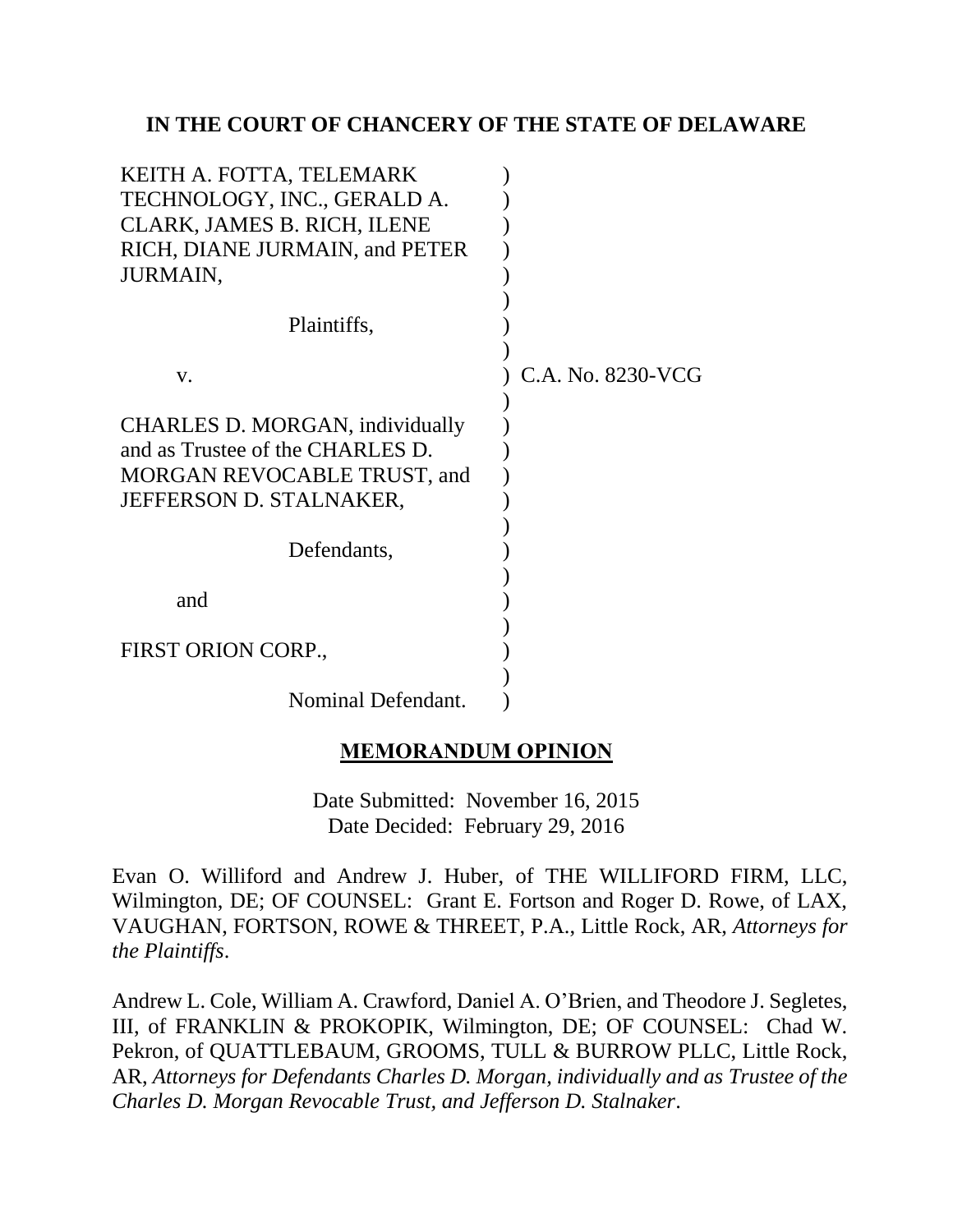# IN THE COURT OF CHANCERY OF THE STATE OF DELAWARE

KEITH A. FOTTA, TELEMARK TECHNOLOGY, INC., GERALD A. CLARK, JAMES B. RICH, ILENE RICH, DIANE JURMAIN, and PETER JURMAIN,

Plaintiffs,

v.

CHARLES D. MORGAN, individually and as Trustee of the CHARLES D. MORGAN REVOCABLE TRUST, and JEFFERSON D. STALNAKER,

Defendants,

and

FIRST ORION CORP.,

Nominal Defendant.

C.A. No. 8230-VCG

## MEMORANDUM OPINION

Date Submitted: November 16, 2015
Date Decided: February 29, 2016

Evan O. Williford and Andrew J. Huber, of THE WILLIFORD FIRM, LLC, Wilmington, DE; OF COUNSEL: Grant E. Fortson and Roger D. Rowe, of LAX, VAUGHAN, FORTSON, ROWE & THREET, P.A., Little Rock, AR, *Attorneys for the Plaintiffs*.

Andrew L. Cole, William A. Crawford, Daniel A. O'Brien, and Theodore J. Segletes, III, of FRANKLIN & PROKOPIK, Wilmington, DE; OF COUNSEL: Chad W. Pekron, of QUATTLEBAUM, GROOMS, TULL & BURROW PLLC, Little Rock, AR, *Attorneys for Defendants Charles D. Morgan, individually and as Trustee of the Charles D. Morgan Revocable Trust, and Jefferson D. Stalnaker*.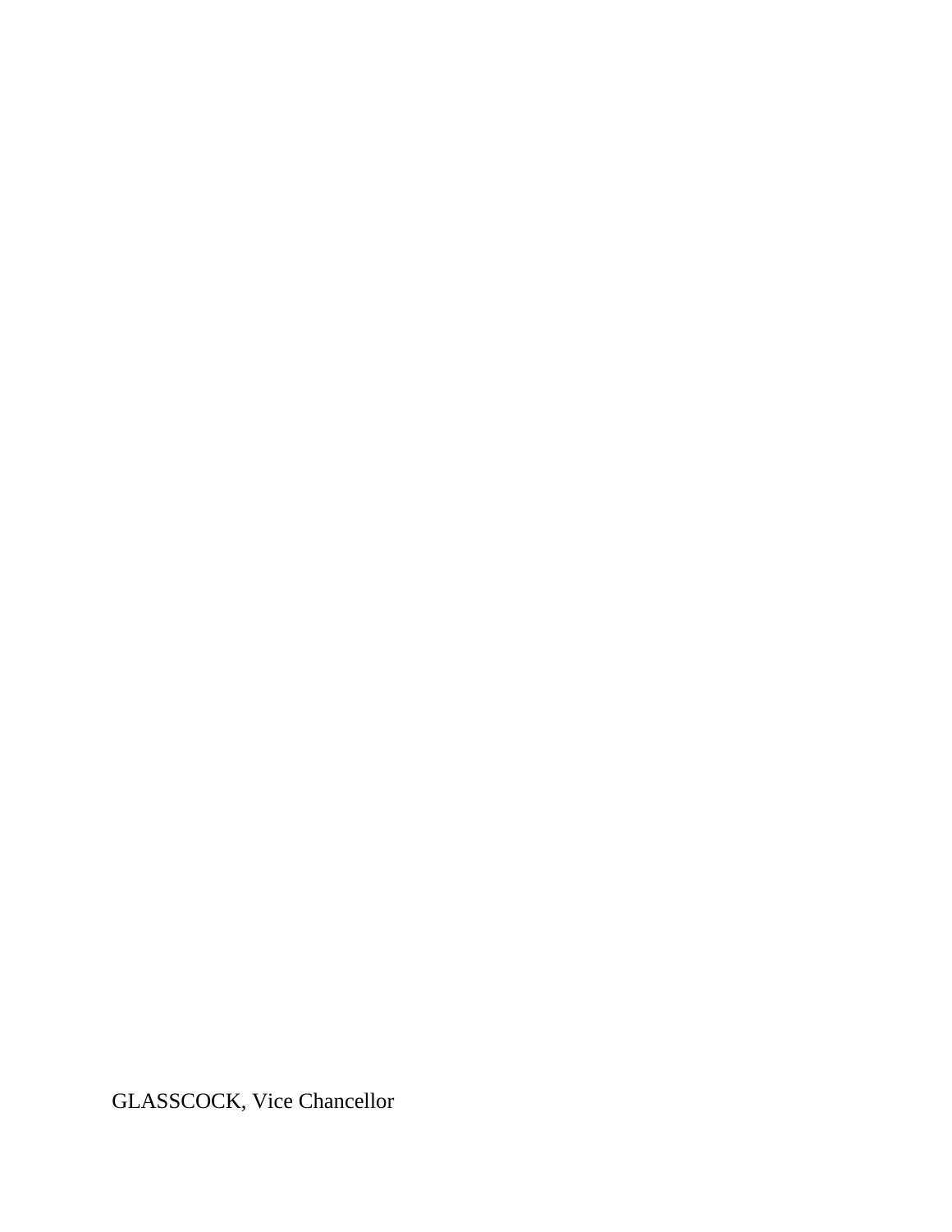GLASSCOCK, Vice Chancellor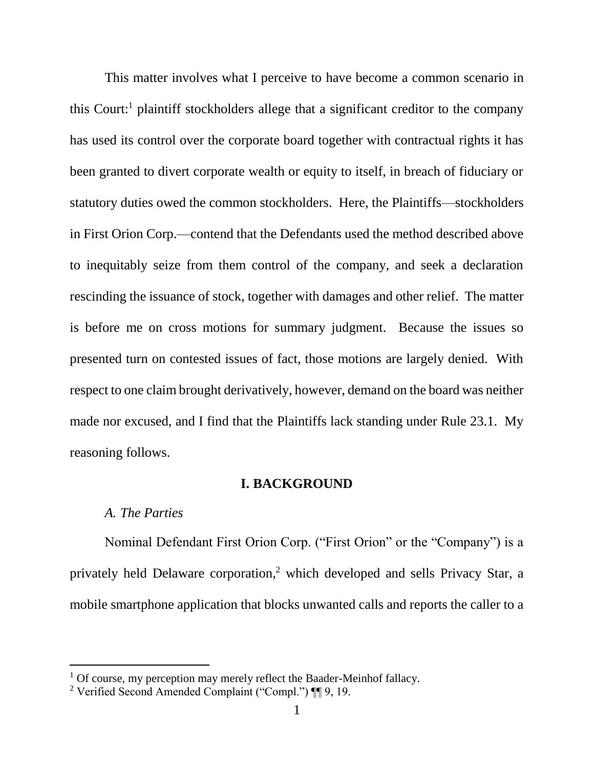This matter involves what I perceive to have become a common scenario in this Court:[1] plaintiff stockholders allege that a significant creditor to the company has used its control over the corporate board together with contractual rights it has been granted to divert corporate wealth or equity to itself, in breach of fiduciary or statutory duties owed the common stockholders. Here, the Plaintiffs—stockholders in First Orion Corp.—contend that the Defendants used the method described above to inequitably seize from them control of the company, and seek a declaration rescinding the issuance of stock, together with damages and other relief. The matter is before me on cross motions for summary judgment. Because the issues so presented turn on contested issues of fact, those motions are largely denied. With respect to one claim brought derivatively, however, demand on the board was neither made nor excused, and I find that the Plaintiffs lack standing under Rule 23.1. My reasoning follows.

## I. BACKGROUND

### *A. The Parties*

Nominal Defendant First Orion Corp. ("First Orion" or the "Company") is a privately held Delaware corporation,[2] which developed and sells Privacy Star, a mobile smartphone application that blocks unwanted calls and reports the caller to a

---

[1] Of course, my perception may merely reflect the Baader-Meinhof fallacy.

[2] Verified Second Amended Complaint ("Compl.") ¶¶ 9, 19.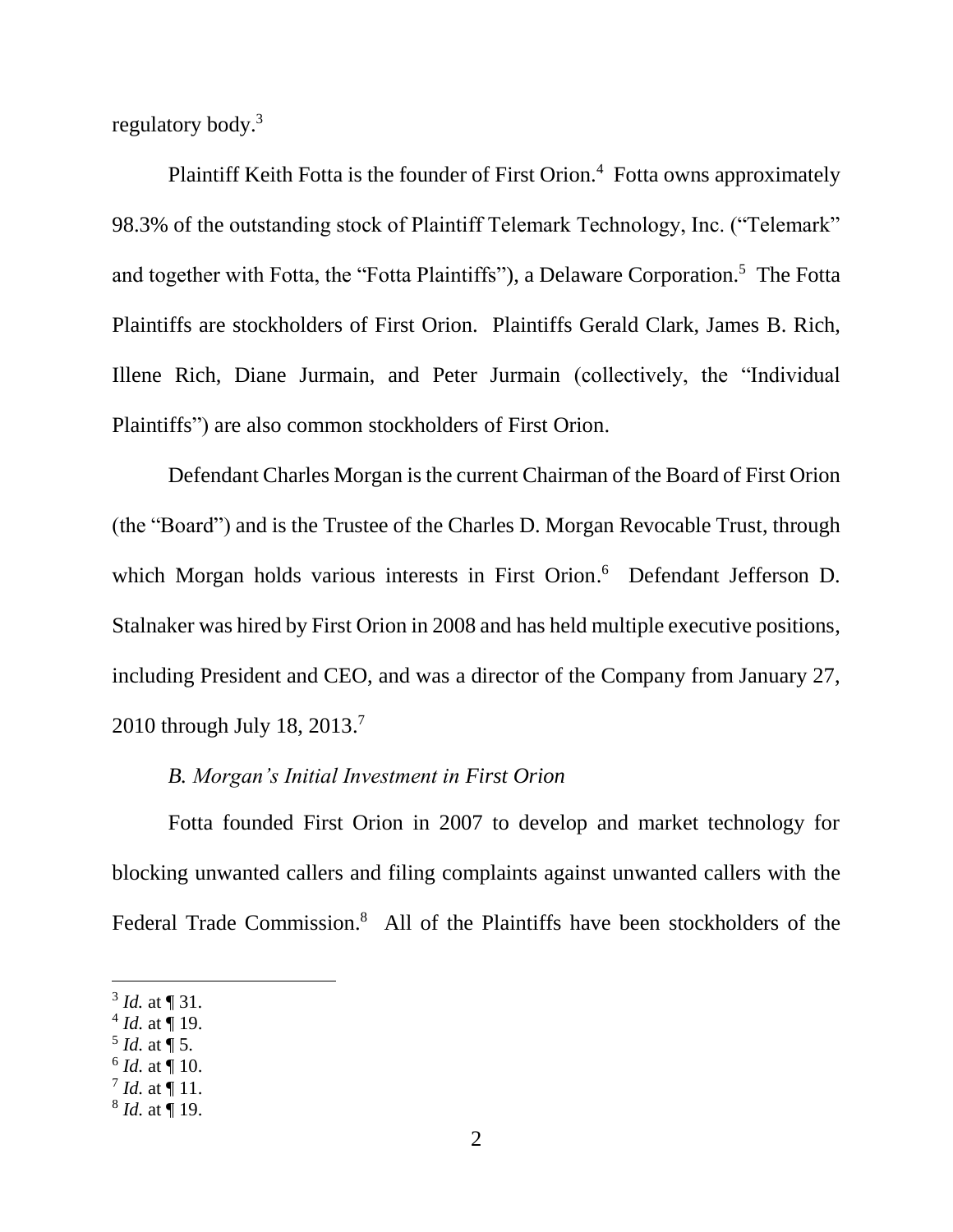regulatory body.[3]

Plaintiff Keith Fotta is the founder of First Orion.[4] Fotta owns approximately 98.3% of the outstanding stock of Plaintiff Telemark Technology, Inc. ("Telemark" and together with Fotta, the "Fotta Plaintiffs"), a Delaware Corporation.[5] The Fotta Plaintiffs are stockholders of First Orion. Plaintiffs Gerald Clark, James B. Rich, Illene Rich, Diane Jurmain, and Peter Jurmain (collectively, the "Individual Plaintiffs") are also common stockholders of First Orion.

Defendant Charles Morgan is the current Chairman of the Board of First Orion (the "Board") and is the Trustee of the Charles D. Morgan Revocable Trust, through which Morgan holds various interests in First Orion.[6] Defendant Jefferson D. Stalnaker was hired by First Orion in 2008 and has held multiple executive positions, including President and CEO, and was a director of the Company from January 27, 2010 through July 18, 2013.[7]

*B. Morgan's Initial Investment in First Orion*

Fotta founded First Orion in 2007 to develop and market technology for blocking unwanted callers and filing complaints against unwanted callers with the Federal Trade Commission.[8] All of the Plaintiffs have been stockholders of the

---

[3] *Id.* at ¶ 31.

[4] *Id.* at ¶ 19.

[5] *Id.* at ¶ 5.

[6] *Id.* at ¶ 10.

[7] *Id.* at ¶ 11.

[8] *Id.* at ¶ 19.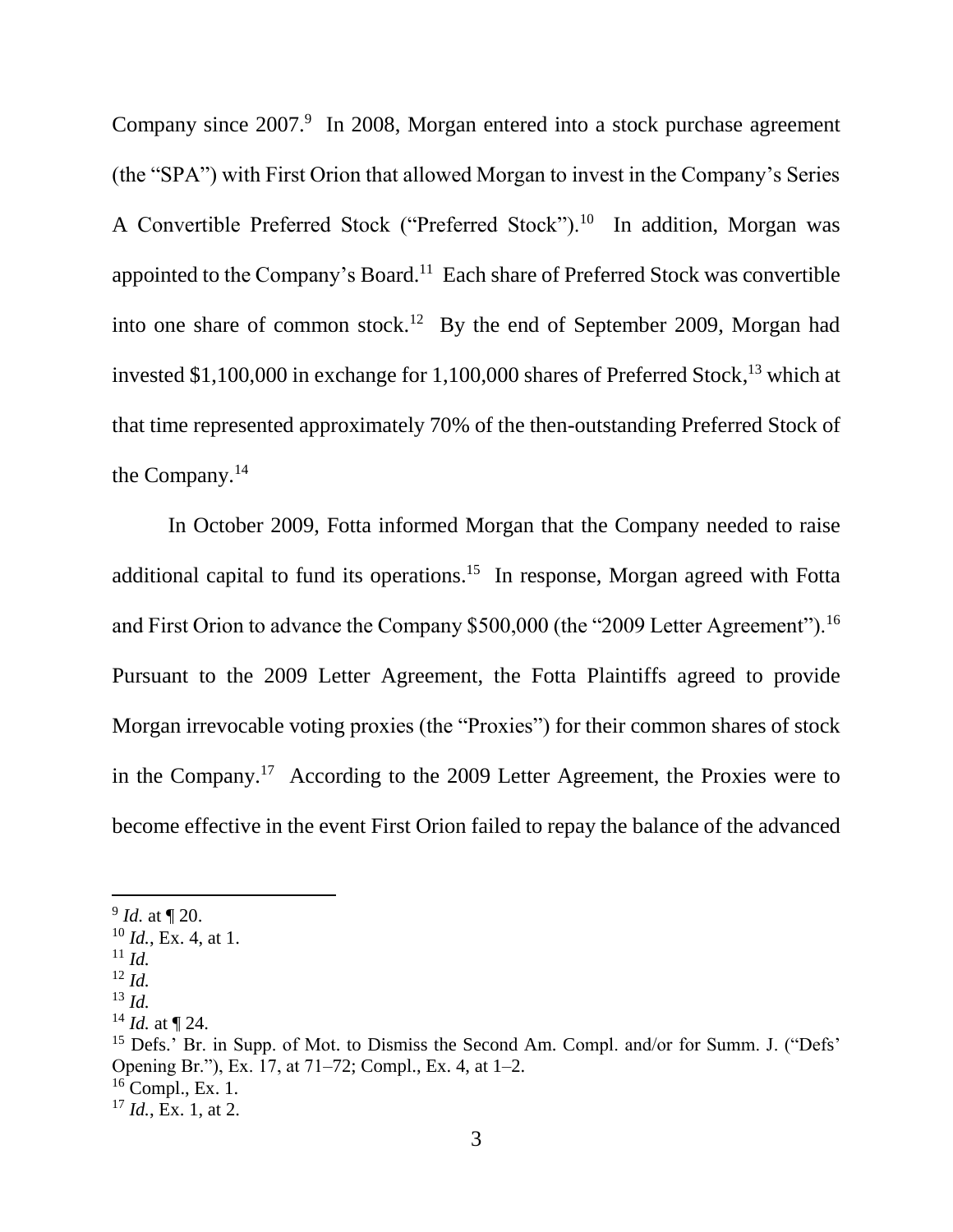Company since 2007.[9] In 2008, Morgan entered into a stock purchase agreement (the "SPA") with First Orion that allowed Morgan to invest in the Company's Series A Convertible Preferred Stock ("Preferred Stock").[10] In addition, Morgan was appointed to the Company's Board.[11] Each share of Preferred Stock was convertible into one share of common stock.[12] By the end of September 2009, Morgan had invested $1,100,000 in exchange for 1,100,000 shares of Preferred Stock,[13] which at that time represented approximately 70% of the then-outstanding Preferred Stock of the Company.[14]

In October 2009, Fotta informed Morgan that the Company needed to raise additional capital to fund its operations.[15] In response, Morgan agreed with Fotta and First Orion to advance the Company $500,000 (the "2009 Letter Agreement").[16] Pursuant to the 2009 Letter Agreement, the Fotta Plaintiffs agreed to provide Morgan irrevocable voting proxies (the "Proxies") for their common shares of stock in the Company.[17] According to the 2009 Letter Agreement, the Proxies were to become effective in the event First Orion failed to repay the balance of the advanced

---

[9] *Id.* at ¶ 20.

[10] *Id.*, Ex. 4, at 1.

[11] *Id.*

[12] *Id.*

[13] *Id.*

[14] *Id.* at ¶ 24.

[15] Defs.' Br. in Supp. of Mot. to Dismiss the Second Am. Compl. and/or for Summ. J. ("Defs' Opening Br."), Ex. 17, at 71–72; Compl., Ex. 4, at 1–2.

[16] Compl., Ex. 1.

[17] *Id.*, Ex. 1, at 2.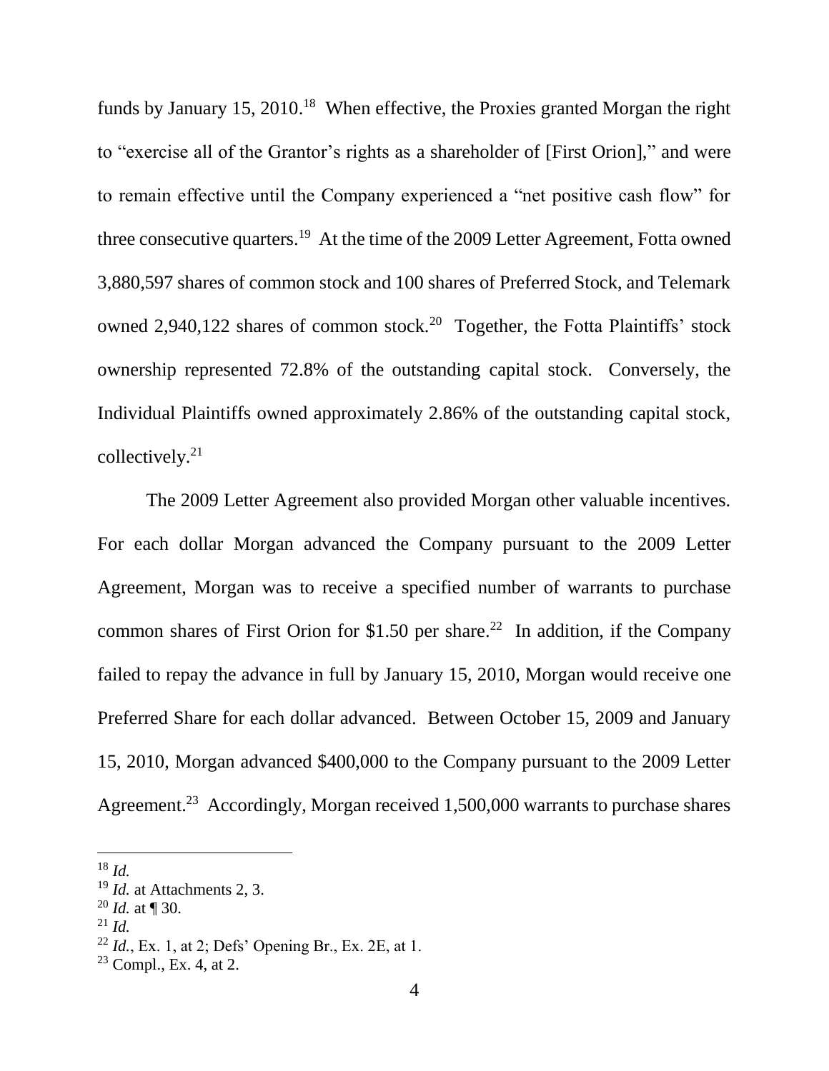funds by January 15, 2010.[18] When effective, the Proxies granted Morgan the right to "exercise all of the Grantor's rights as a shareholder of [First Orion]," and were to remain effective until the Company experienced a "net positive cash flow" for three consecutive quarters.[19] At the time of the 2009 Letter Agreement, Fotta owned 3,880,597 shares of common stock and 100 shares of Preferred Stock, and Telemark owned 2,940,122 shares of common stock.[20] Together, the Fotta Plaintiffs' stock ownership represented 72.8% of the outstanding capital stock. Conversely, the Individual Plaintiffs owned approximately 2.86% of the outstanding capital stock, collectively.[21]

The 2009 Letter Agreement also provided Morgan other valuable incentives. For each dollar Morgan advanced the Company pursuant to the 2009 Letter Agreement, Morgan was to receive a specified number of warrants to purchase common shares of First Orion for $1.50 per share.[22] In addition, if the Company failed to repay the advance in full by January 15, 2010, Morgan would receive one Preferred Share for each dollar advanced. Between October 15, 2009 and January 15, 2010, Morgan advanced $400,000 to the Company pursuant to the 2009 Letter Agreement.[23] Accordingly, Morgan received 1,500,000 warrants to purchase shares

---

[18] *Id.*

[19] *Id.* at Attachments 2, 3.

[20] *Id.* at ¶ 30.

[21] *Id.*

[22] *Id.*, Ex. 1, at 2; Defs' Opening Br., Ex. 2E, at 1.

[23] Compl., Ex. 4, at 2.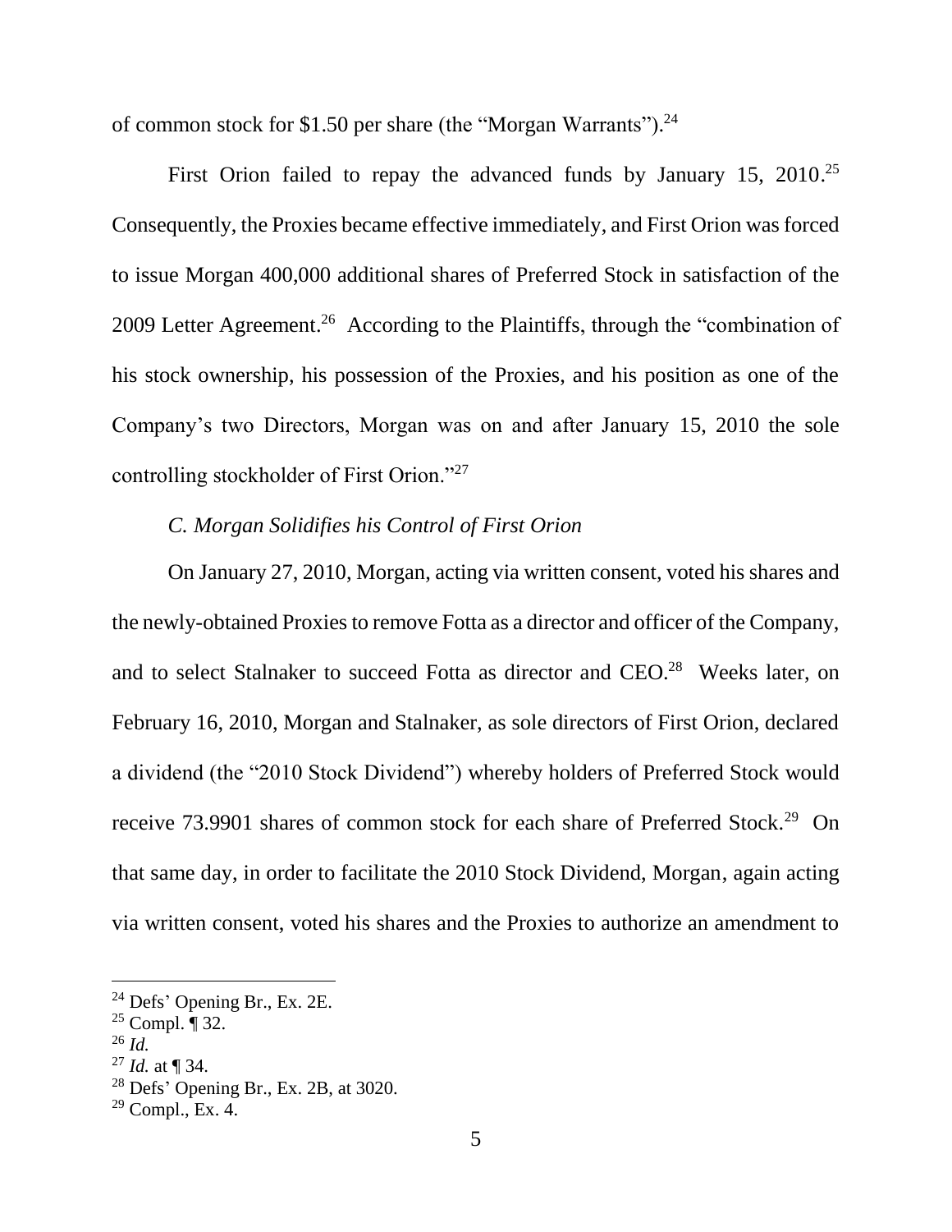of common stock for $1.50 per share (the "Morgan Warrants").[24]

First Orion failed to repay the advanced funds by January 15, 2010.[25] Consequently, the Proxies became effective immediately, and First Orion was forced to issue Morgan 400,000 additional shares of Preferred Stock in satisfaction of the 2009 Letter Agreement.[26] According to the Plaintiffs, through the "combination of his stock ownership, his possession of the Proxies, and his position as one of the Company's two Directors, Morgan was on and after January 15, 2010 the sole controlling stockholder of First Orion."[27]

*C. Morgan Solidifies his Control of First Orion*

On January 27, 2010, Morgan, acting via written consent, voted his shares and the newly-obtained Proxies to remove Fotta as a director and officer of the Company, and to select Stalnaker to succeed Fotta as director and CEO.[28] Weeks later, on February 16, 2010, Morgan and Stalnaker, as sole directors of First Orion, declared a dividend (the "2010 Stock Dividend") whereby holders of Preferred Stock would receive 73.9901 shares of common stock for each share of Preferred Stock.[29] On that same day, in order to facilitate the 2010 Stock Dividend, Morgan, again acting via written consent, voted his shares and the Proxies to authorize an amendment to

---

[24] Defs' Opening Br., Ex. 2E.

[25] Compl. ¶ 32.

[26] *Id.*

[27] *Id.* at ¶ 34.

[28] Defs' Opening Br., Ex. 2B, at 3020.

[29] Compl., Ex. 4.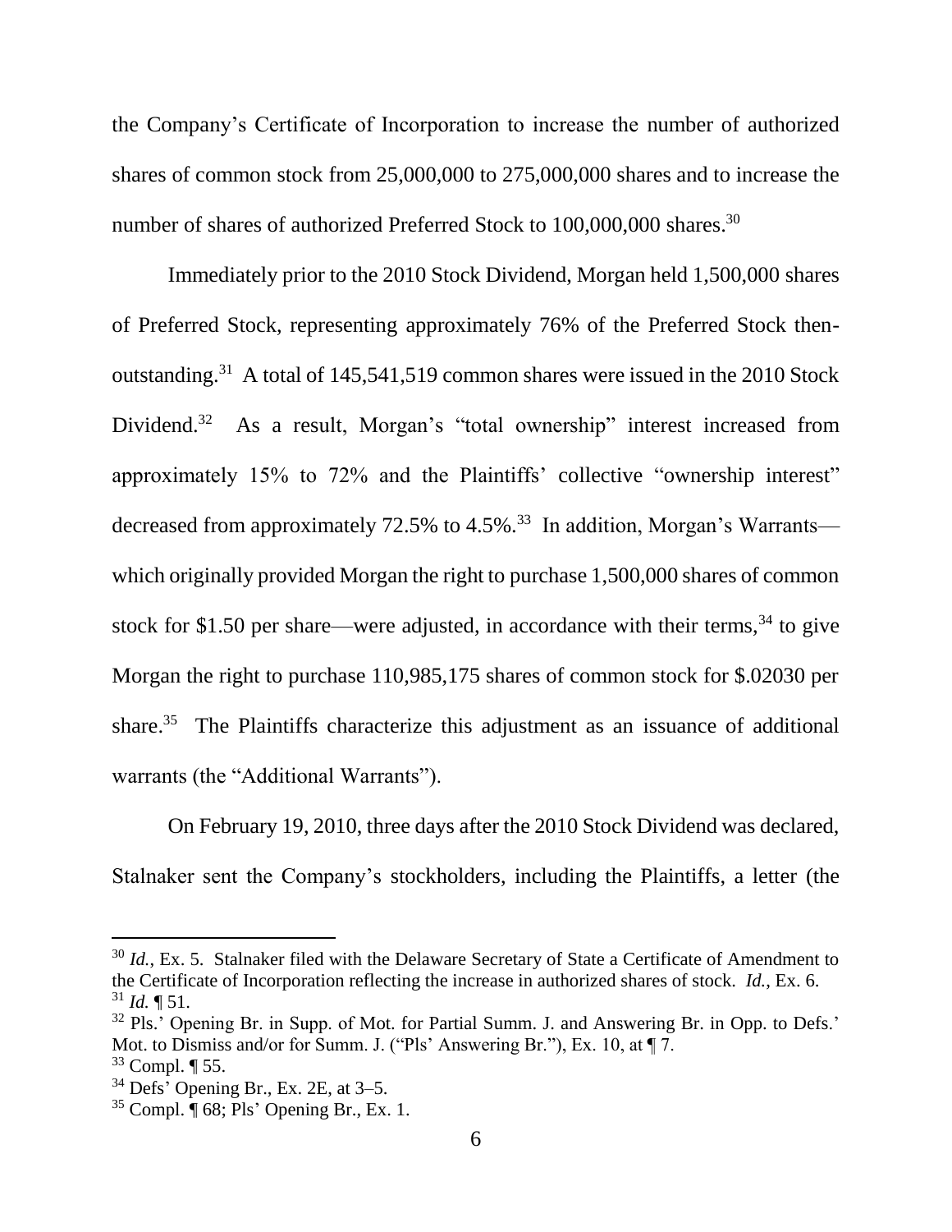the Company's Certificate of Incorporation to increase the number of authorized shares of common stock from 25,000,000 to 275,000,000 shares and to increase the number of shares of authorized Preferred Stock to 100,000,000 shares.[30]

Immediately prior to the 2010 Stock Dividend, Morgan held 1,500,000 shares of Preferred Stock, representing approximately 76% of the Preferred Stock then-outstanding.[31] A total of 145,541,519 common shares were issued in the 2010 Stock Dividend.[32] As a result, Morgan's "total ownership" interest increased from approximately 15% to 72% and the Plaintiffs' collective "ownership interest" decreased from approximately 72.5% to 4.5%.[33] In addition, Morgan's Warrants—which originally provided Morgan the right to purchase 1,500,000 shares of common stock for $1.50 per share—were adjusted, in accordance with their terms,[34] to give Morgan the right to purchase 110,985,175 shares of common stock for $.02030 per share.[35] The Plaintiffs characterize this adjustment as an issuance of additional warrants (the "Additional Warrants").

On February 19, 2010, three days after the 2010 Stock Dividend was declared, Stalnaker sent the Company's stockholders, including the Plaintiffs, a letter (the

---

[30] *Id.*, Ex. 5. Stalnaker filed with the Delaware Secretary of State a Certificate of Amendment to the Certificate of Incorporation reflecting the increase in authorized shares of stock. *Id.*, Ex. 6.

[31] *Id.* ¶ 51.

[32] Pls.' Opening Br. in Supp. of Mot. for Partial Summ. J. and Answering Br. in Opp. to Defs.' Mot. to Dismiss and/or for Summ. J. ("Pls' Answering Br."), Ex. 10, at ¶ 7.

[33] Compl. ¶ 55.

[34] Defs' Opening Br., Ex. 2E, at 3–5.

[35] Compl. ¶ 68; Pls' Opening Br., Ex. 1.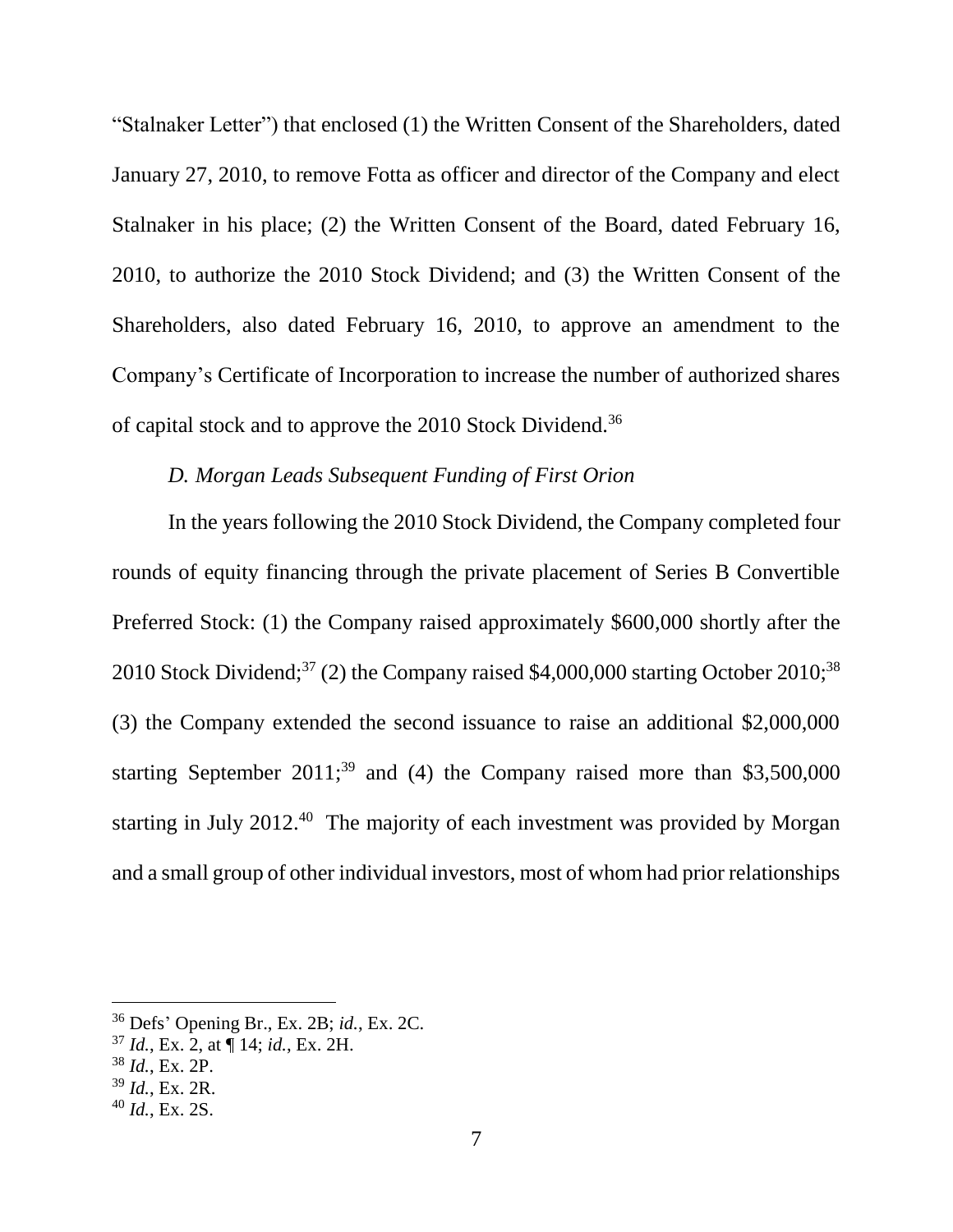"Stalnaker Letter") that enclosed (1) the Written Consent of the Shareholders, dated January 27, 2010, to remove Fotta as officer and director of the Company and elect Stalnaker in his place; (2) the Written Consent of the Board, dated February 16, 2010, to authorize the 2010 Stock Dividend; and (3) the Written Consent of the Shareholders, also dated February 16, 2010, to approve an amendment to the Company's Certificate of Incorporation to increase the number of authorized shares of capital stock and to approve the 2010 Stock Dividend.[36]

### *D. Morgan Leads Subsequent Funding of First Orion*

In the years following the 2010 Stock Dividend, the Company completed four rounds of equity financing through the private placement of Series B Convertible Preferred Stock: (1) the Company raised approximately $600,000 shortly after the 2010 Stock Dividend;[37] (2) the Company raised $4,000,000 starting October 2010;[38] (3) the Company extended the second issuance to raise an additional $2,000,000 starting September 2011;[39] and (4) the Company raised more than $3,500,000 starting in July 2012.[40] The majority of each investment was provided by Morgan and a small group of other individual investors, most of whom had prior relationships

---

[36] Defs' Opening Br., Ex. 2B; *id.*, Ex. 2C.

[37] *Id.*, Ex. 2, at ¶ 14; *id.*, Ex. 2H.

[38] *Id.*, Ex. 2P.

[39] *Id.*, Ex. 2R.

[40] *Id.*, Ex. 2S.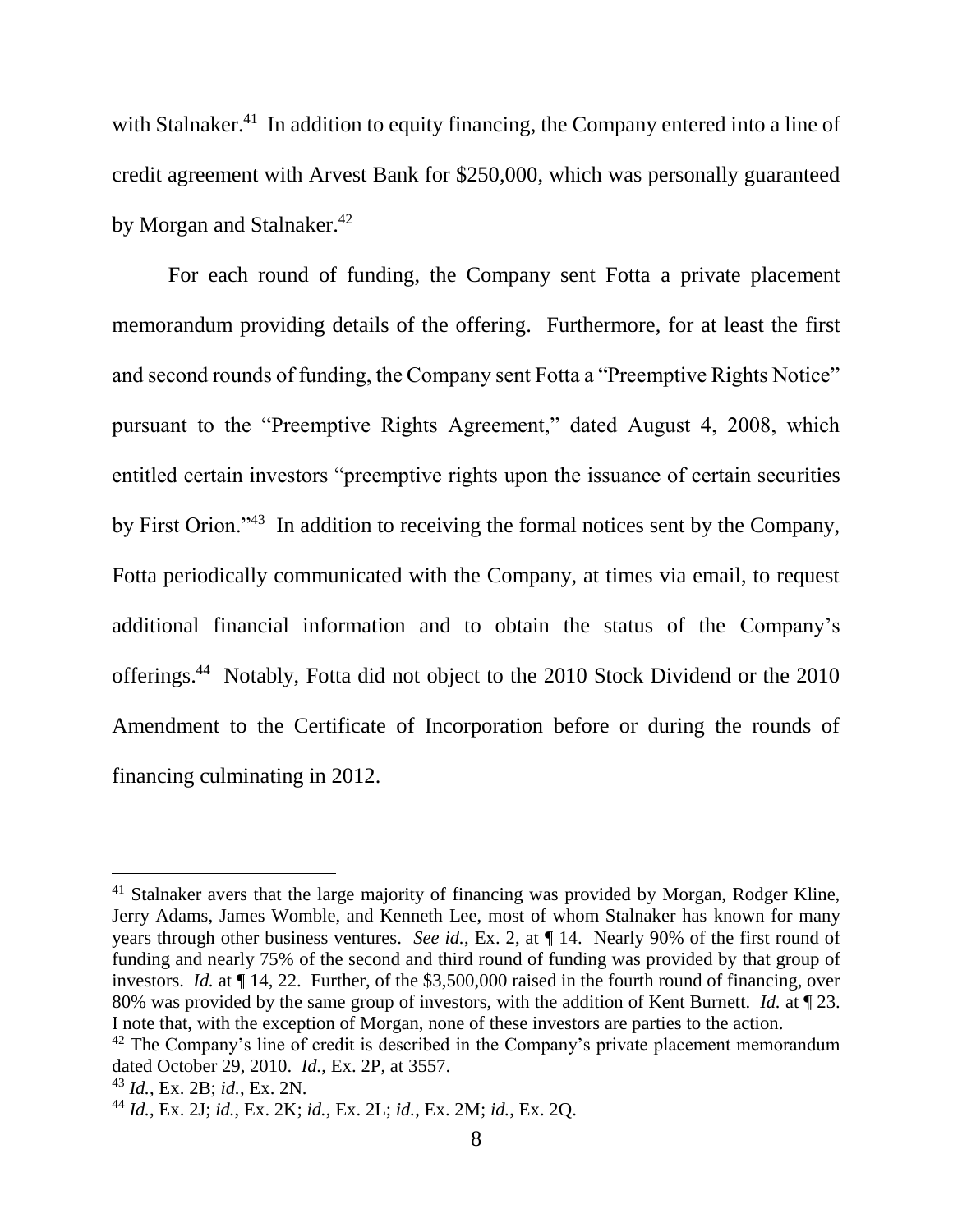with Stalnaker.[41] In addition to equity financing, the Company entered into a line of credit agreement with Arvest Bank for $250,000, which was personally guaranteed by Morgan and Stalnaker.[42]

For each round of funding, the Company sent Fotta a private placement memorandum providing details of the offering. Furthermore, for at least the first and second rounds of funding, the Company sent Fotta a "Preemptive Rights Notice" pursuant to the "Preemptive Rights Agreement," dated August 4, 2008, which entitled certain investors "preemptive rights upon the issuance of certain securities by First Orion."[43] In addition to receiving the formal notices sent by the Company, Fotta periodically communicated with the Company, at times via email, to request additional financial information and to obtain the status of the Company's offerings.[44] Notably, Fotta did not object to the 2010 Stock Dividend or the 2010 Amendment to the Certificate of Incorporation before or during the rounds of financing culminating in 2012.

---

[41] Stalnaker avers that the large majority of financing was provided by Morgan, Rodger Kline, Jerry Adams, James Womble, and Kenneth Lee, most of whom Stalnaker has known for many years through other business ventures. *See id.*, Ex. 2, at ¶ 14. Nearly 90% of the first round of funding and nearly 75% of the second and third round of funding was provided by that group of investors. *Id.* at ¶ 14, 22. Further, of the $3,500,000 raised in the fourth round of financing, over 80% was provided by the same group of investors, with the addition of Kent Burnett. *Id.* at ¶ 23. I note that, with the exception of Morgan, none of these investors are parties to the action.

[42] The Company's line of credit is described in the Company's private placement memorandum dated October 29, 2010. *Id.*, Ex. 2P, at 3557.

[43] *Id.*, Ex. 2B; *id.*, Ex. 2N.

[44] *Id.*, Ex. 2J; *id.*, Ex. 2K; *id.*, Ex. 2L; *id.*, Ex. 2M; *id.*, Ex. 2Q.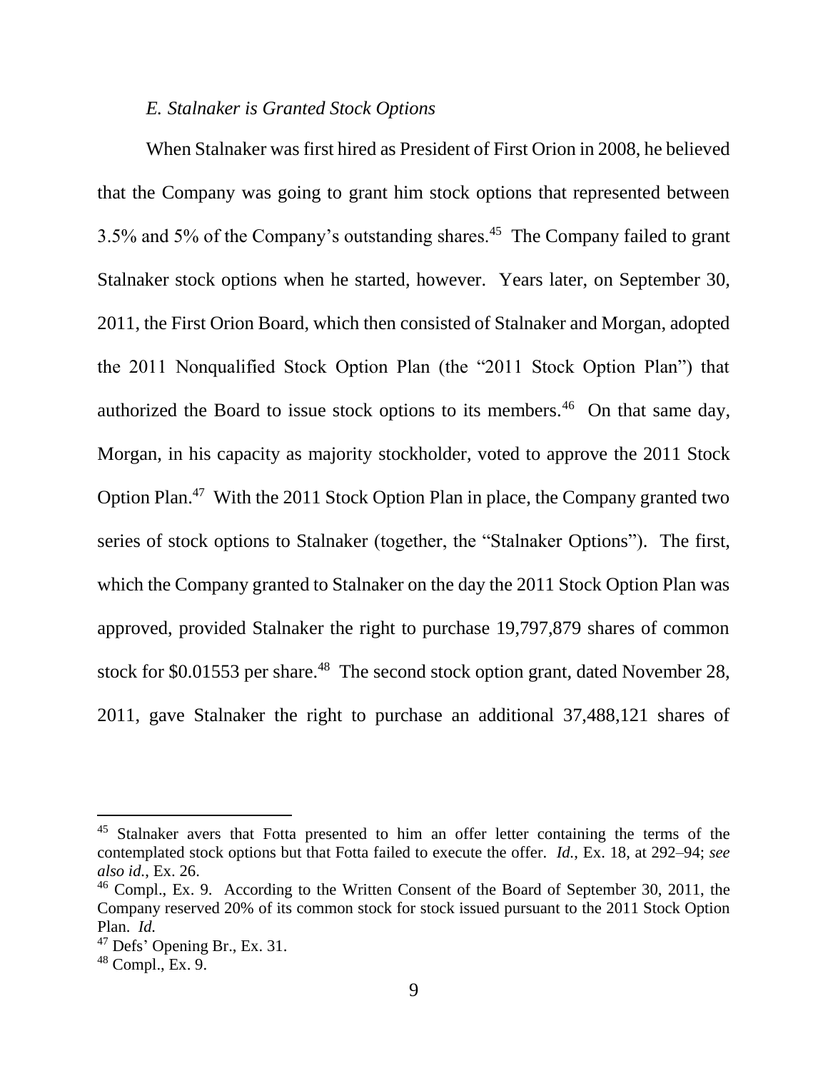### *E. Stalnaker is Granted Stock Options*

When Stalnaker was first hired as President of First Orion in 2008, he believed that the Company was going to grant him stock options that represented between 3.5% and 5% of the Company's outstanding shares.[45] The Company failed to grant Stalnaker stock options when he started, however. Years later, on September 30, 2011, the First Orion Board, which then consisted of Stalnaker and Morgan, adopted the 2011 Nonqualified Stock Option Plan (the "2011 Stock Option Plan") that authorized the Board to issue stock options to its members.[46] On that same day, Morgan, in his capacity as majority stockholder, voted to approve the 2011 Stock Option Plan.[47] With the 2011 Stock Option Plan in place, the Company granted two series of stock options to Stalnaker (together, the "Stalnaker Options"). The first, which the Company granted to Stalnaker on the day the 2011 Stock Option Plan was approved, provided Stalnaker the right to purchase 19,797,879 shares of common stock for $0.01553 per share.[48] The second stock option grant, dated November 28, 2011, gave Stalnaker the right to purchase an additional 37,488,121 shares of

---

[45] Stalnaker avers that Fotta presented to him an offer letter containing the terms of the contemplated stock options but that Fotta failed to execute the offer. *Id.*, Ex. 18, at 292–94; *see also id.*, Ex. 26.

[46] Compl., Ex. 9. According to the Written Consent of the Board of September 30, 2011, the Company reserved 20% of its common stock for stock issued pursuant to the 2011 Stock Option Plan. *Id.*

[47] Defs' Opening Br., Ex. 31.

[48] Compl., Ex. 9.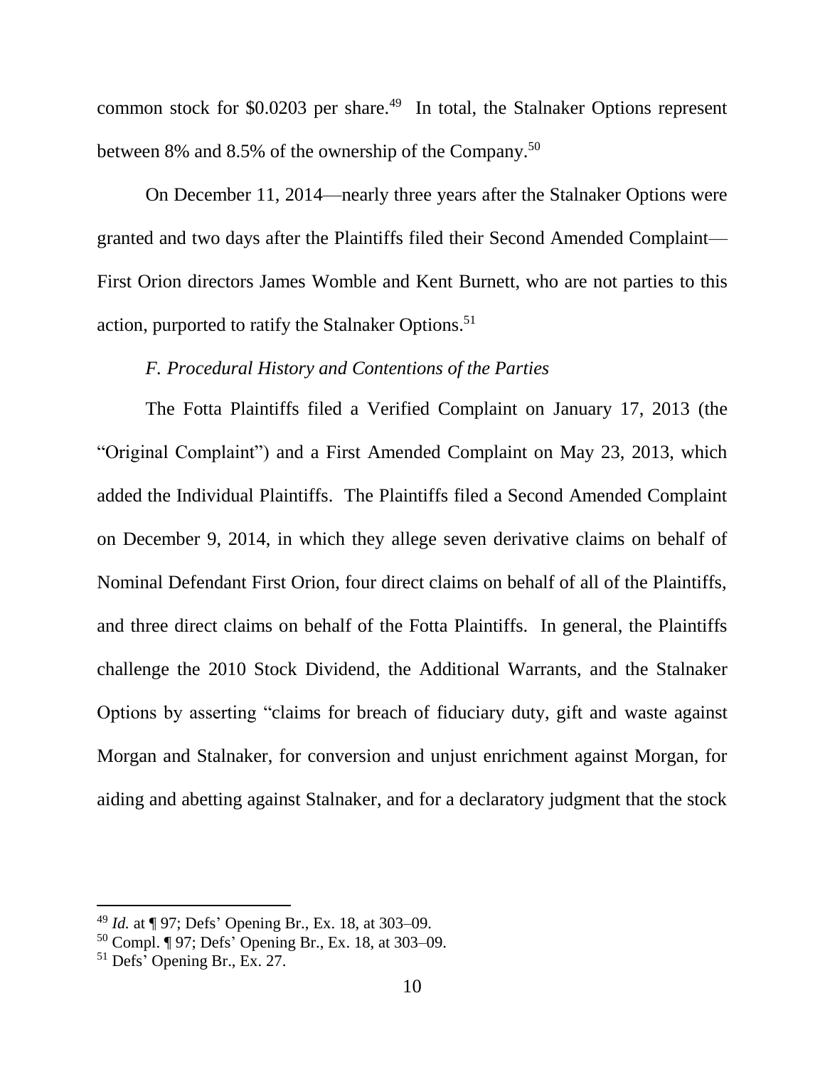common stock for $0.0203 per share.[49] In total, the Stalnaker Options represent between 8% and 8.5% of the ownership of the Company.[50]

On December 11, 2014—nearly three years after the Stalnaker Options were granted and two days after the Plaintiffs filed their Second Amended Complaint—First Orion directors James Womble and Kent Burnett, who are not parties to this action, purported to ratify the Stalnaker Options.[51]

*F. Procedural History and Contentions of the Parties*

The Fotta Plaintiffs filed a Verified Complaint on January 17, 2013 (the "Original Complaint") and a First Amended Complaint on May 23, 2013, which added the Individual Plaintiffs. The Plaintiffs filed a Second Amended Complaint on December 9, 2014, in which they allege seven derivative claims on behalf of Nominal Defendant First Orion, four direct claims on behalf of all of the Plaintiffs, and three direct claims on behalf of the Fotta Plaintiffs. In general, the Plaintiffs challenge the 2010 Stock Dividend, the Additional Warrants, and the Stalnaker Options by asserting "claims for breach of fiduciary duty, gift and waste against Morgan and Stalnaker, for conversion and unjust enrichment against Morgan, for aiding and abetting against Stalnaker, and for a declaratory judgment that the stock

---

[49] *Id.* at ¶ 97; Defs' Opening Br., Ex. 18, at 303–09.

[50] Compl. ¶ 97; Defs' Opening Br., Ex. 18, at 303–09.

[51] Defs' Opening Br., Ex. 27.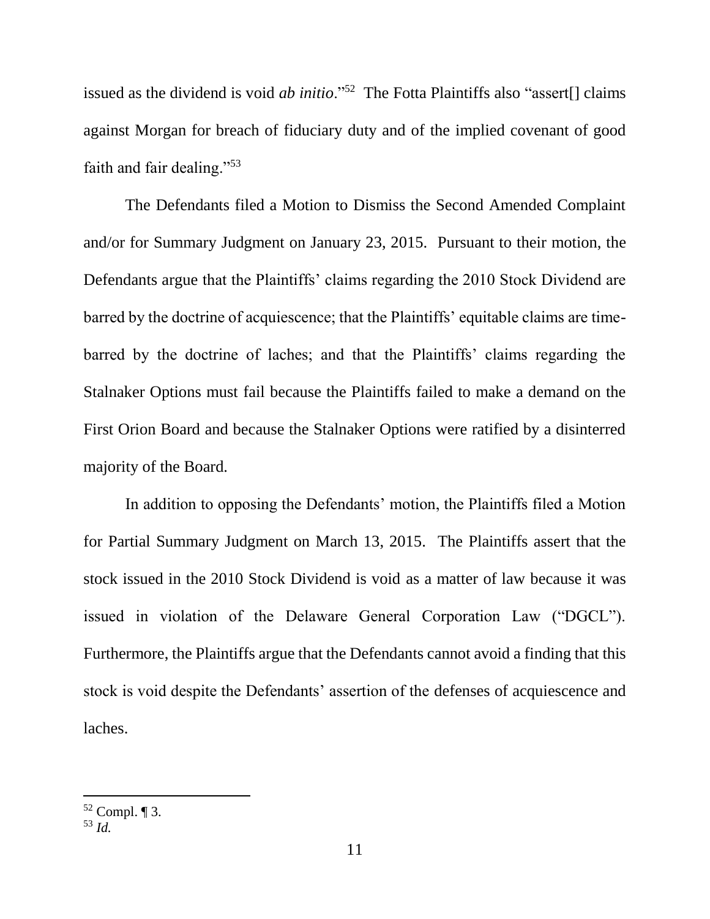issued as the dividend is void *ab initio*."[52] The Fotta Plaintiffs also "assert[] claims against Morgan for breach of fiduciary duty and of the implied covenant of good faith and fair dealing."[53]

The Defendants filed a Motion to Dismiss the Second Amended Complaint and/or for Summary Judgment on January 23, 2015. Pursuant to their motion, the Defendants argue that the Plaintiffs' claims regarding the 2010 Stock Dividend are barred by the doctrine of acquiescence; that the Plaintiffs' equitable claims are time-barred by the doctrine of laches; and that the Plaintiffs' claims regarding the Stalnaker Options must fail because the Plaintiffs failed to make a demand on the First Orion Board and because the Stalnaker Options were ratified by a disinterred majority of the Board.

In addition to opposing the Defendants' motion, the Plaintiffs filed a Motion for Partial Summary Judgment on March 13, 2015. The Plaintiffs assert that the stock issued in the 2010 Stock Dividend is void as a matter of law because it was issued in violation of the Delaware General Corporation Law ("DGCL"). Furthermore, the Plaintiffs argue that the Defendants cannot avoid a finding that this stock is void despite the Defendants' assertion of the defenses of acquiescence and laches.

---

[52] Compl. ¶ 3.

[53] *Id.*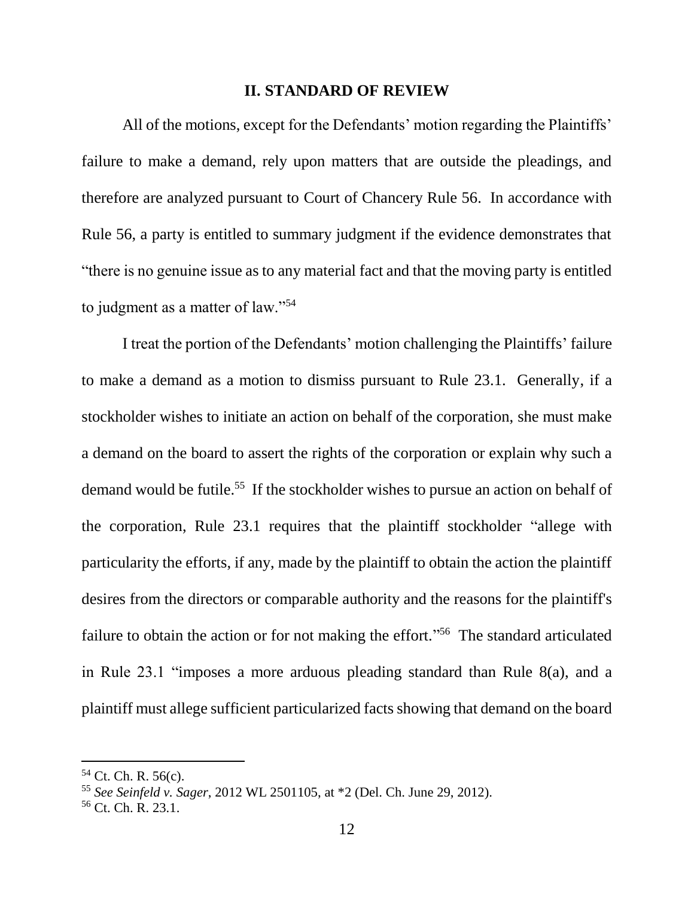## II. STANDARD OF REVIEW

All of the motions, except for the Defendants' motion regarding the Plaintiffs' failure to make a demand, rely upon matters that are outside the pleadings, and therefore are analyzed pursuant to Court of Chancery Rule 56. In accordance with Rule 56, a party is entitled to summary judgment if the evidence demonstrates that "there is no genuine issue as to any material fact and that the moving party is entitled to judgment as a matter of law."[54]

I treat the portion of the Defendants' motion challenging the Plaintiffs' failure to make a demand as a motion to dismiss pursuant to Rule 23.1. Generally, if a stockholder wishes to initiate an action on behalf of the corporation, she must make a demand on the board to assert the rights of the corporation or explain why such a demand would be futile.[55] If the stockholder wishes to pursue an action on behalf of the corporation, Rule 23.1 requires that the plaintiff stockholder "allege with particularity the efforts, if any, made by the plaintiff to obtain the action the plaintiff desires from the directors or comparable authority and the reasons for the plaintiff's failure to obtain the action or for not making the effort."[56] The standard articulated in Rule 23.1 "imposes a more arduous pleading standard than Rule 8(a), and a plaintiff must allege sufficient particularized facts showing that demand on the board

---

[54] Ct. Ch. R. 56(c).

[55] *See Seinfeld v. Sager*, 2012 WL 2501105, at *2 (Del. Ch. June 29, 2012).

[56] Ct. Ch. R. 23.1.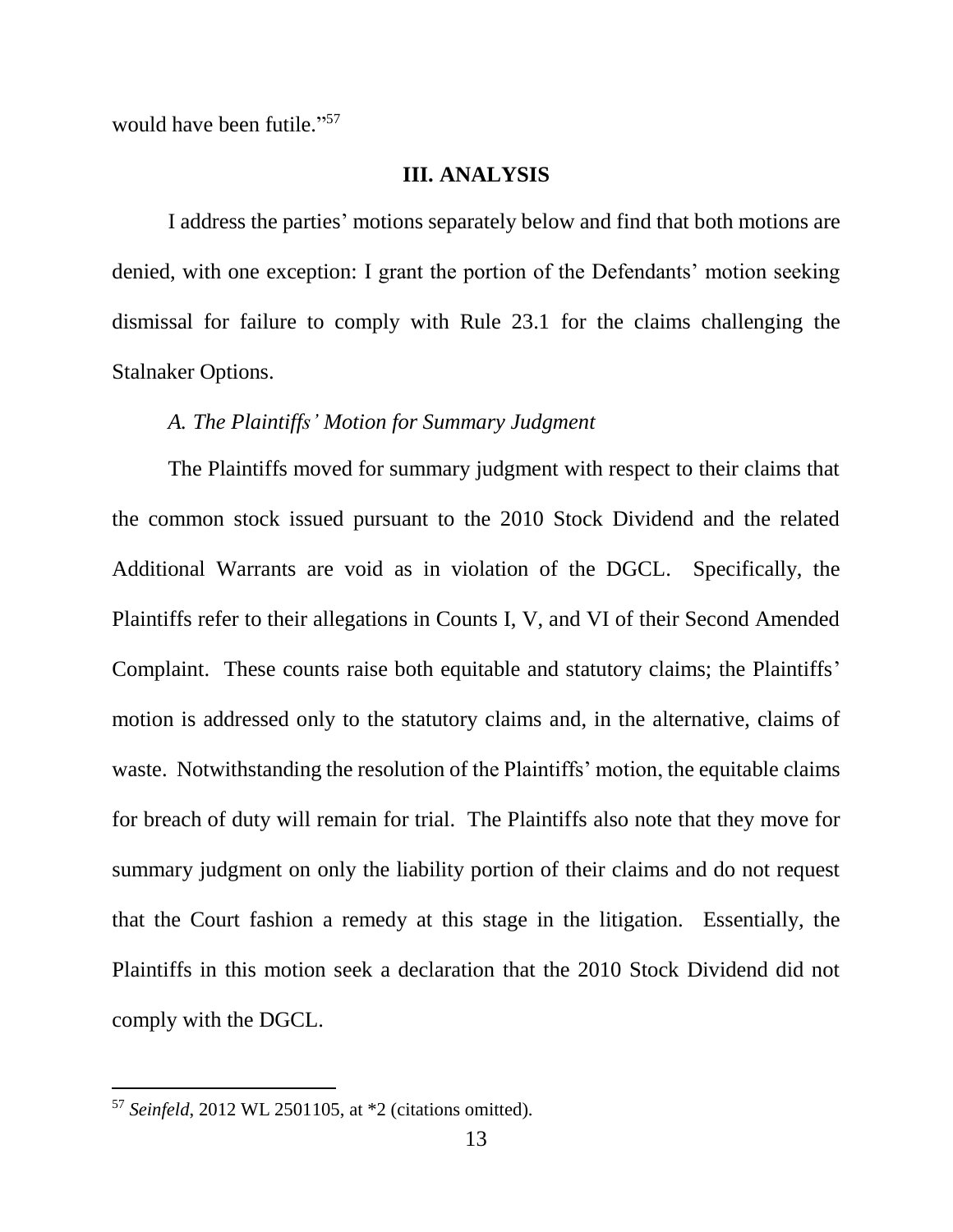would have been futile."[57]

## III. ANALYSIS

I address the parties' motions separately below and find that both motions are denied, with one exception: I grant the portion of the Defendants' motion seeking dismissal for failure to comply with Rule 23.1 for the claims challenging the Stalnaker Options.

### *A. The Plaintiffs' Motion for Summary Judgment*

The Plaintiffs moved for summary judgment with respect to their claims that the common stock issued pursuant to the 2010 Stock Dividend and the related Additional Warrants are void as in violation of the DGCL. Specifically, the Plaintiffs refer to their allegations in Counts I, V, and VI of their Second Amended Complaint. These counts raise both equitable and statutory claims; the Plaintiffs' motion is addressed only to the statutory claims and, in the alternative, claims of waste. Notwithstanding the resolution of the Plaintiffs' motion, the equitable claims for breach of duty will remain for trial. The Plaintiffs also note that they move for summary judgment on only the liability portion of their claims and do not request that the Court fashion a remedy at this stage in the litigation. Essentially, the Plaintiffs in this motion seek a declaration that the 2010 Stock Dividend did not comply with the DGCL.

---

[57] *Seinfeld*, 2012 WL 2501105, at *2 (citations omitted).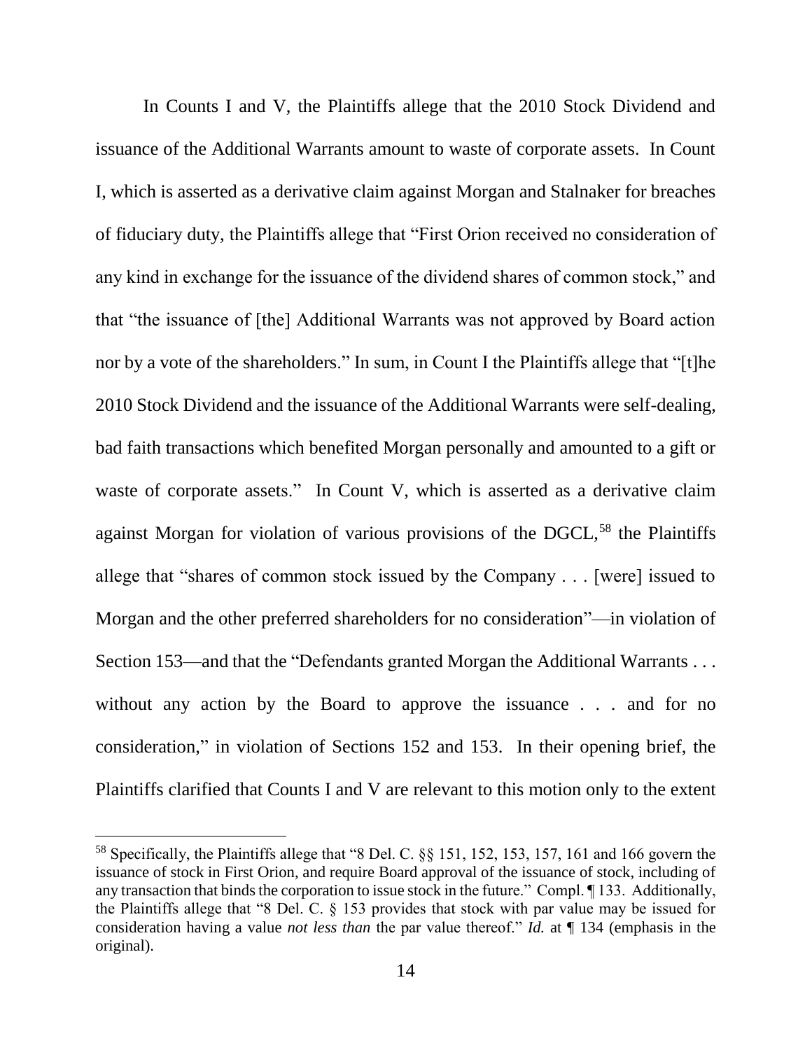In Counts I and V, the Plaintiffs allege that the 2010 Stock Dividend and issuance of the Additional Warrants amount to waste of corporate assets. In Count I, which is asserted as a derivative claim against Morgan and Stalnaker for breaches of fiduciary duty, the Plaintiffs allege that "First Orion received no consideration of any kind in exchange for the issuance of the dividend shares of common stock," and that "the issuance of [the] Additional Warrants was not approved by Board action nor by a vote of the shareholders." In sum, in Count I the Plaintiffs allege that "[t]he 2010 Stock Dividend and the issuance of the Additional Warrants were self-dealing, bad faith transactions which benefited Morgan personally and amounted to a gift or waste of corporate assets." In Count V, which is asserted as a derivative claim against Morgan for violation of various provisions of the DGCL,[58] the Plaintiffs allege that "shares of common stock issued by the Company . . . [were] issued to Morgan and the other preferred shareholders for no consideration"—in violation of Section 153—and that the "Defendants granted Morgan the Additional Warrants . . . without any action by the Board to approve the issuance . . . and for no consideration," in violation of Sections 152 and 153. In their opening brief, the Plaintiffs clarified that Counts I and V are relevant to this motion only to the extent

[58] Specifically, the Plaintiffs allege that "8 Del. C. §§ 151, 152, 153, 157, 161 and 166 govern the issuance of stock in First Orion, and require Board approval of the issuance of stock, including of any transaction that binds the corporation to issue stock in the future." Compl. ¶ 133. Additionally, the Plaintiffs allege that "8 Del. C. § 153 provides that stock with par value may be issued for consideration having a value *not less than* the par value thereof." *Id.* at ¶ 134 (emphasis in the original).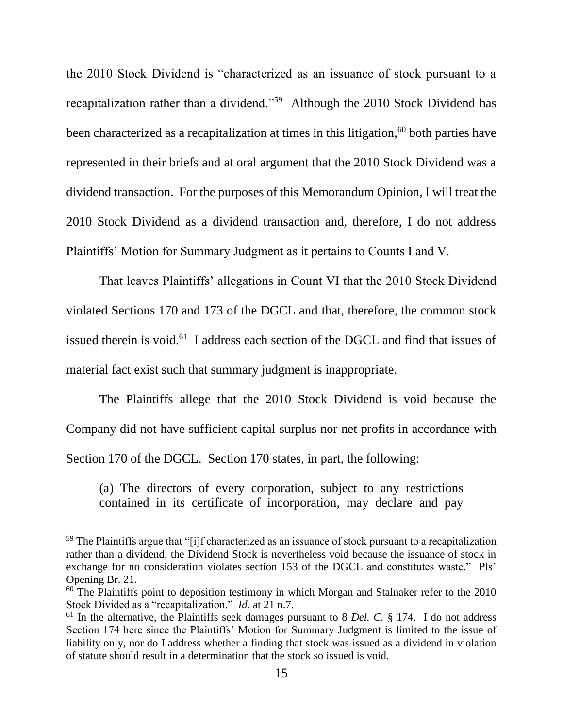the 2010 Stock Dividend is "characterized as an issuance of stock pursuant to a recapitalization rather than a dividend."[59] Although the 2010 Stock Dividend has been characterized as a recapitalization at times in this litigation,[60] both parties have represented in their briefs and at oral argument that the 2010 Stock Dividend was a dividend transaction. For the purposes of this Memorandum Opinion, I will treat the 2010 Stock Dividend as a dividend transaction and, therefore, I do not address Plaintiffs' Motion for Summary Judgment as it pertains to Counts I and V.

That leaves Plaintiffs' allegations in Count VI that the 2010 Stock Dividend violated Sections 170 and 173 of the DGCL and that, therefore, the common stock issued therein is void.[61] I address each section of the DGCL and find that issues of material fact exist such that summary judgment is inappropriate.

The Plaintiffs allege that the 2010 Stock Dividend is void because the Company did not have sufficient capital surplus nor net profits in accordance with Section 170 of the DGCL. Section 170 states, in part, the following:

> (a) The directors of every corporation, subject to any restrictions contained in its certificate of incorporation, may declare and pay

---

[59] The Plaintiffs argue that "[i]f characterized as an issuance of stock pursuant to a recapitalization rather than a dividend, the Dividend Stock is nevertheless void because the issuance of stock in exchange for no consideration violates section 153 of the DGCL and constitutes waste." Pls' Opening Br. 21.

[60] The Plaintiffs point to deposition testimony in which Morgan and Stalnaker refer to the 2010 Stock Divided as a "recapitalization." *Id.* at 21 n.7.

[61] In the alternative, the Plaintiffs seek damages pursuant to 8 *Del. C.* § 174. I do not address Section 174 here since the Plaintiffs' Motion for Summary Judgment is limited to the issue of liability only, nor do I address whether a finding that stock was issued as a dividend in violation of statute should result in a determination that the stock so issued is void.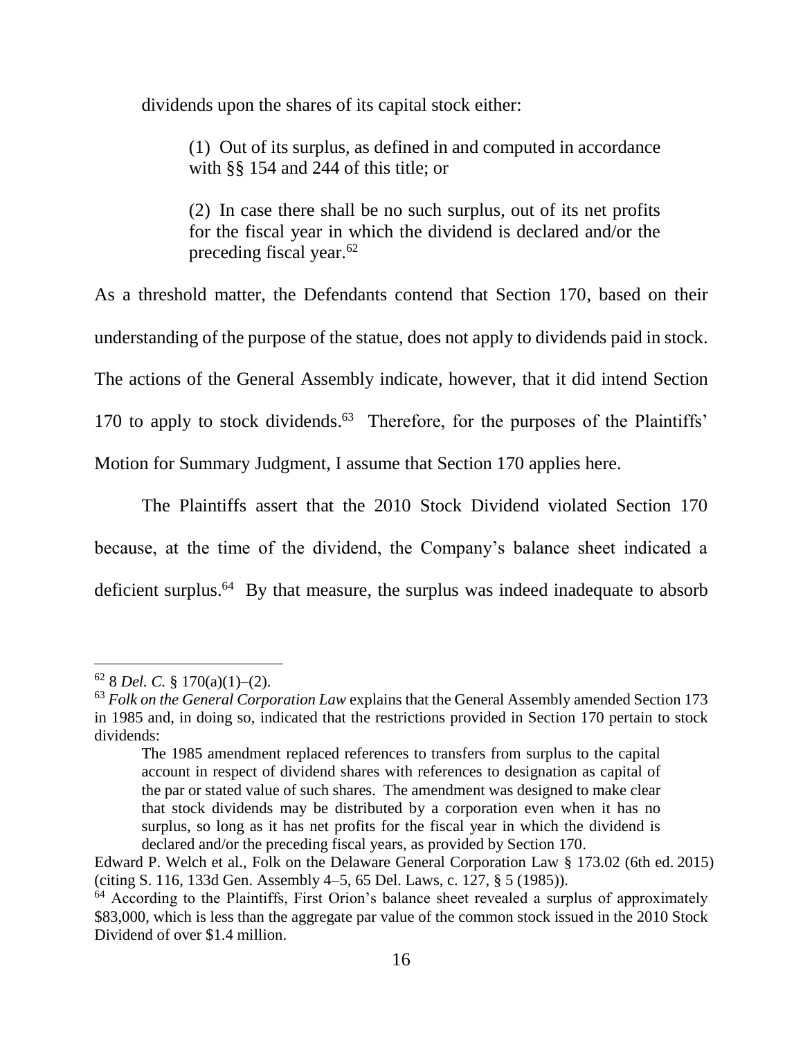dividends upon the shares of its capital stock either:

> (1) Out of its surplus, as defined in and computed in accordance with §§ 154 and 244 of this title; or
>
> (2) In case there shall be no such surplus, out of its net profits for the fiscal year in which the dividend is declared and/or the preceding fiscal year.[62]

As a threshold matter, the Defendants contend that Section 170, based on their understanding of the purpose of the statue, does not apply to dividends paid in stock. The actions of the General Assembly indicate, however, that it did intend Section 170 to apply to stock dividends.[63] Therefore, for the purposes of the Plaintiffs' Motion for Summary Judgment, I assume that Section 170 applies here.

The Plaintiffs assert that the 2010 Stock Dividend violated Section 170 because, at the time of the dividend, the Company's balance sheet indicated a deficient surplus.[64] By that measure, the surplus was indeed inadequate to absorb

---

[62] 8 *Del. C.* § 170(a)(1)–(2).

[63] *Folk on the General Corporation Law* explains that the General Assembly amended Section 173 in 1985 and, in doing so, indicated that the restrictions provided in Section 170 pertain to stock dividends:

> The 1985 amendment replaced references to transfers from surplus to the capital account in respect of dividend shares with references to designation as capital of the par or stated value of such shares. The amendment was designed to make clear that stock dividends may be distributed by a corporation even when it has no surplus, so long as it has net profits for the fiscal year in which the dividend is declared and/or the preceding fiscal years, as provided by Section 170.

Edward P. Welch et al., Folk on the Delaware General Corporation Law § 173.02 (6th ed. 2015) (citing S. 116, 133d Gen. Assembly 4–5, 65 Del. Laws, c. 127, § 5 (1985)).

[64] According to the Plaintiffs, First Orion's balance sheet revealed a surplus of approximately $83,000, which is less than the aggregate par value of the common stock issued in the 2010 Stock Dividend of over $1.4 million.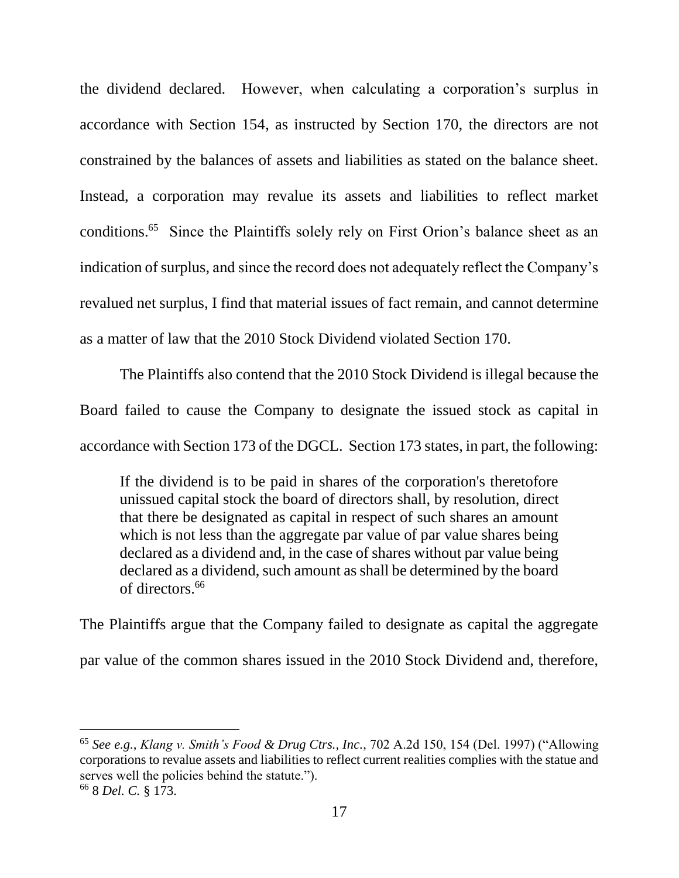the dividend declared. However, when calculating a corporation's surplus in accordance with Section 154, as instructed by Section 170, the directors are not constrained by the balances of assets and liabilities as stated on the balance sheet. Instead, a corporation may revalue its assets and liabilities to reflect market conditions.[65] Since the Plaintiffs solely rely on First Orion's balance sheet as an indication of surplus, and since the record does not adequately reflect the Company's revalued net surplus, I find that material issues of fact remain, and cannot determine as a matter of law that the 2010 Stock Dividend violated Section 170.

The Plaintiffs also contend that the 2010 Stock Dividend is illegal because the Board failed to cause the Company to designate the issued stock as capital in accordance with Section 173 of the DGCL. Section 173 states, in part, the following:

> If the dividend is to be paid in shares of the corporation's theretofore unissued capital stock the board of directors shall, by resolution, direct that there be designated as capital in respect of such shares an amount which is not less than the aggregate par value of par value shares being declared as a dividend and, in the case of shares without par value being declared as a dividend, such amount as shall be determined by the board of directors.[66]

The Plaintiffs argue that the Company failed to designate as capital the aggregate par value of the common shares issued in the 2010 Stock Dividend and, therefore,

---

[65] *See e.g.*, *Klang v. Smith's Food & Drug Ctrs., Inc.*, 702 A.2d 150, 154 (Del. 1997) ("Allowing corporations to revalue assets and liabilities to reflect current realities complies with the statue and serves well the policies behind the statute.").

[66] 8 *Del. C.* § 173.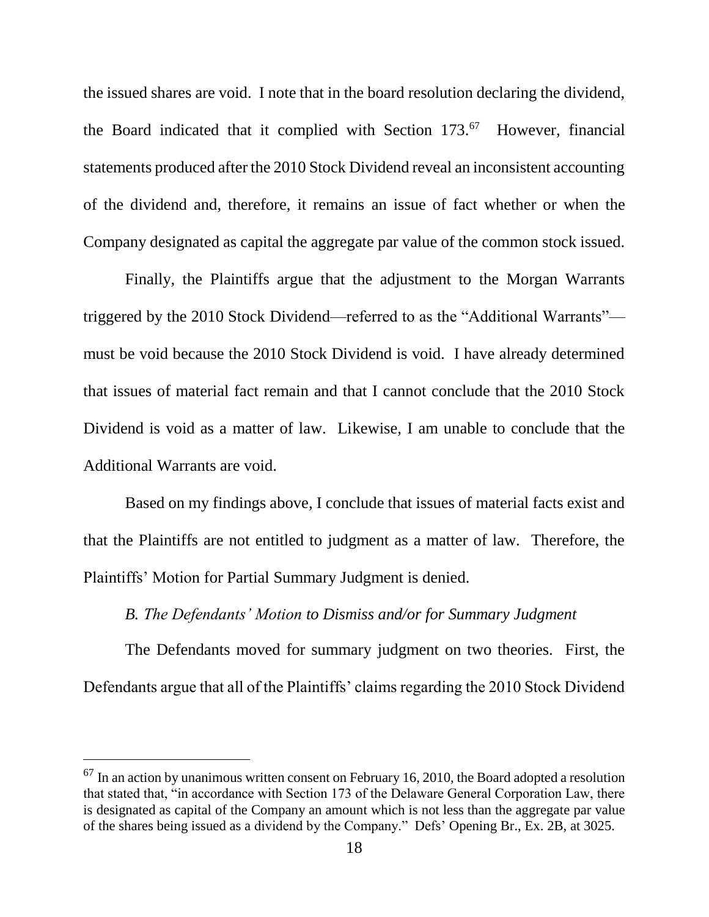the issued shares are void. I note that in the board resolution declaring the dividend, the Board indicated that it complied with Section 173.[67] However, financial statements produced after the 2010 Stock Dividend reveal an inconsistent accounting of the dividend and, therefore, it remains an issue of fact whether or when the Company designated as capital the aggregate par value of the common stock issued.

Finally, the Plaintiffs argue that the adjustment to the Morgan Warrants triggered by the 2010 Stock Dividend—referred to as the "Additional Warrants"—must be void because the 2010 Stock Dividend is void. I have already determined that issues of material fact remain and that I cannot conclude that the 2010 Stock Dividend is void as a matter of law. Likewise, I am unable to conclude that the Additional Warrants are void.

Based on my findings above, I conclude that issues of material facts exist and that the Plaintiffs are not entitled to judgment as a matter of law. Therefore, the Plaintiffs' Motion for Partial Summary Judgment is denied.

*B. The Defendants' Motion to Dismiss and/or for Summary Judgment*

The Defendants moved for summary judgment on two theories. First, the Defendants argue that all of the Plaintiffs' claims regarding the 2010 Stock Dividend

---

[67] In an action by unanimous written consent on February 16, 2010, the Board adopted a resolution that stated that, "in accordance with Section 173 of the Delaware General Corporation Law, there is designated as capital of the Company an amount which is not less than the aggregate par value of the shares being issued as a dividend by the Company." Defs' Opening Br., Ex. 2B, at 3025.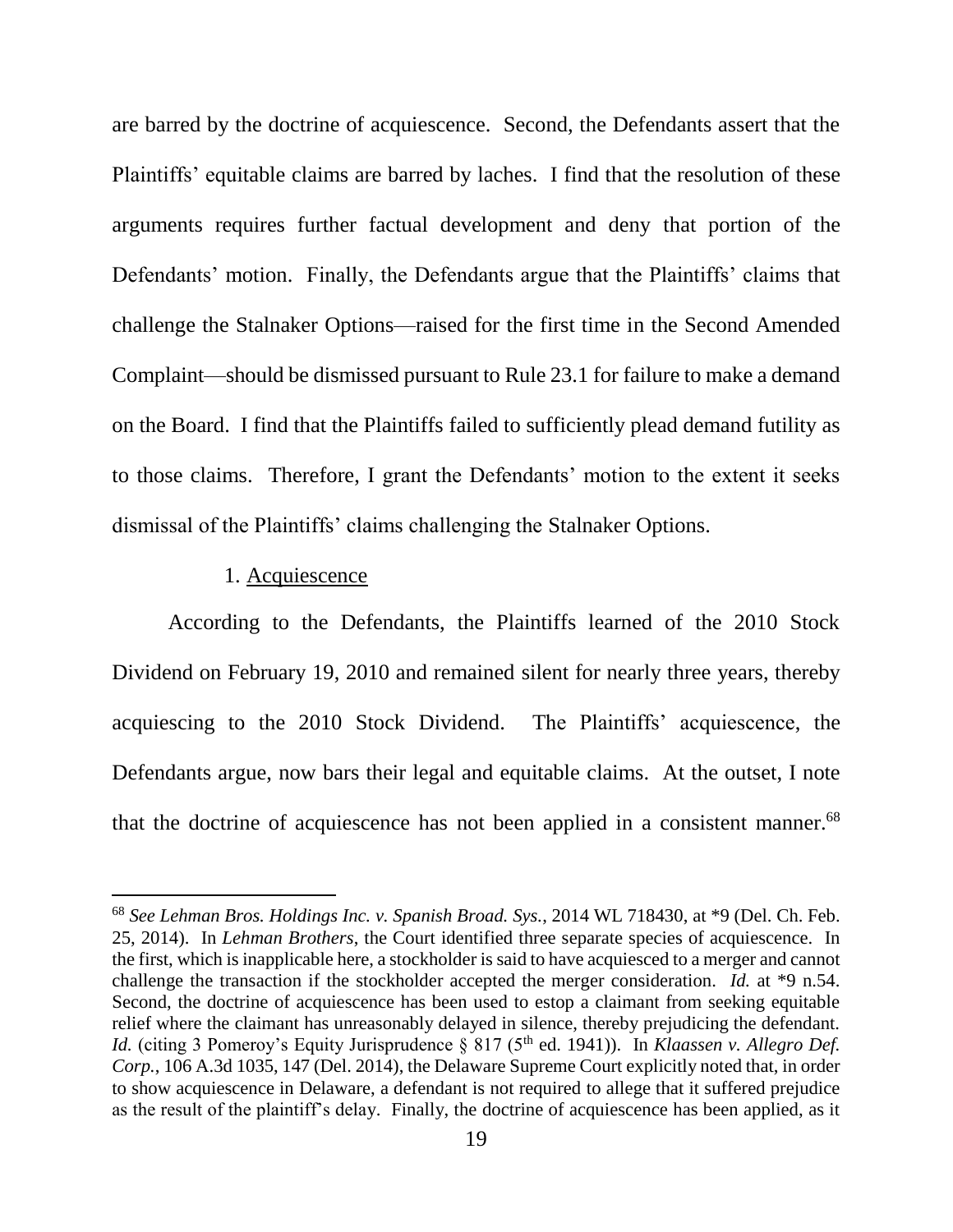are barred by the doctrine of acquiescence. Second, the Defendants assert that the Plaintiffs' equitable claims are barred by laches. I find that the resolution of these arguments requires further factual development and deny that portion of the Defendants' motion. Finally, the Defendants argue that the Plaintiffs' claims that challenge the Stalnaker Options—raised for the first time in the Second Amended Complaint—should be dismissed pursuant to Rule 23.1 for failure to make a demand on the Board. I find that the Plaintiffs failed to sufficiently plead demand futility as to those claims. Therefore, I grant the Defendants' motion to the extent it seeks dismissal of the Plaintiffs' claims challenging the Stalnaker Options.

1. <u>Acquiescence</u>

According to the Defendants, the Plaintiffs learned of the 2010 Stock Dividend on February 19, 2010 and remained silent for nearly three years, thereby acquiescing to the 2010 Stock Dividend. The Plaintiffs' acquiescence, the Defendants argue, now bars their legal and equitable claims. At the outset, I note that the doctrine of acquiescence has not been applied in a consistent manner.[68]

---

[68] *See Lehman Bros. Holdings Inc. v. Spanish Broad. Sys.*, 2014 WL 718430, at *9 (Del. Ch. Feb. 25, 2014). In *Lehman Brothers*, the Court identified three separate species of acquiescence. In the first, which is inapplicable here, a stockholder is said to have acquiesced to a merger and cannot challenge the transaction if the stockholder accepted the merger consideration. *Id.* at *9 n.54. Second, the doctrine of acquiescence has been used to estop a claimant from seeking equitable relief where the claimant has unreasonably delayed in silence, thereby prejudicing the defendant. *Id.* (citing 3 Pomeroy's Equity Jurisprudence § 817 (5th ed. 1941)). In *Klaassen v. Allegro Def. Corp.*, 106 A.3d 1035, 147 (Del. 2014), the Delaware Supreme Court explicitly noted that, in order to show acquiescence in Delaware, a defendant is not required to allege that it suffered prejudice as the result of the plaintiff's delay. Finally, the doctrine of acquiescence has been applied, as it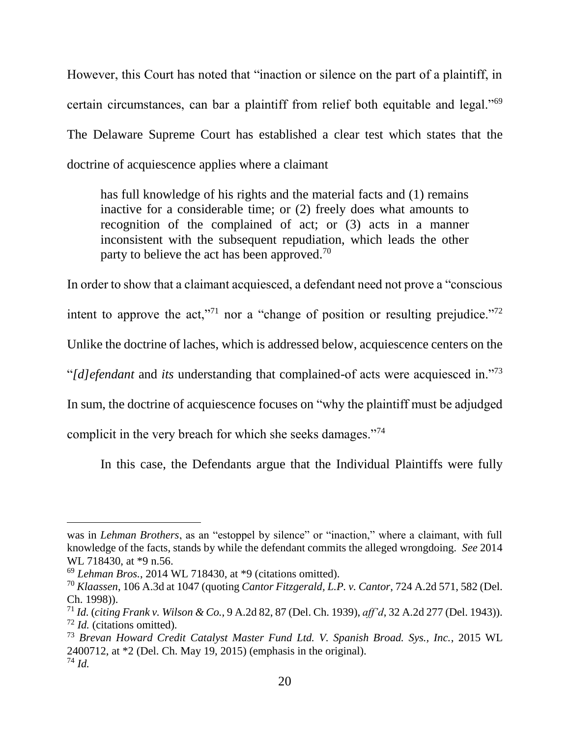However, this Court has noted that "inaction or silence on the part of a plaintiff, in certain circumstances, can bar a plaintiff from relief both equitable and legal."[69] The Delaware Supreme Court has established a clear test which states that the doctrine of acquiescence applies where a claimant

> has full knowledge of his rights and the material facts and (1) remains inactive for a considerable time; or (2) freely does what amounts to recognition of the complained of act; or (3) acts in a manner inconsistent with the subsequent repudiation, which leads the other party to believe the act has been approved.[70]

In order to show that a claimant acquiesced, a defendant need not prove a "conscious intent to approve the act,"[71] nor a "change of position or resulting prejudice."[72] Unlike the doctrine of laches, which is addressed below, acquiescence centers on the "*[d]efendant* and *its* understanding that complained-of acts were acquiesced in."[73] In sum, the doctrine of acquiescence focuses on "why the plaintiff must be adjudged complicit in the very breach for which she seeks damages."[74]

In this case, the Defendants argue that the Individual Plaintiffs were fully

---

was in *Lehman Brothers*, as an "estoppel by silence" or "inaction," where a claimant, with full knowledge of the facts, stands by while the defendant commits the alleged wrongdoing. *See* 2014 WL 718430, at *9 n.56.

[69] *Lehman Bros.*, 2014 WL 718430, at *9 (citations omitted).

[70] *Klaassen*, 106 A.3d at 1047 (quoting *Cantor Fitzgerald, L.P. v. Cantor*, 724 A.2d 571, 582 (Del. Ch. 1998)).

[71] *Id.* (*citing Frank v. Wilson & Co.*, 9 A.2d 82, 87 (Del. Ch. 1939), *aff'd*, 32 A.2d 277 (Del. 1943)).

[72] *Id.* (citations omitted).

[73] *Brevan Howard Credit Catalyst Master Fund Ltd. V. Spanish Broad. Sys., Inc.*, 2015 WL 2400712, at *2 (Del. Ch. May 19, 2015) (emphasis in the original).

[74] *Id.*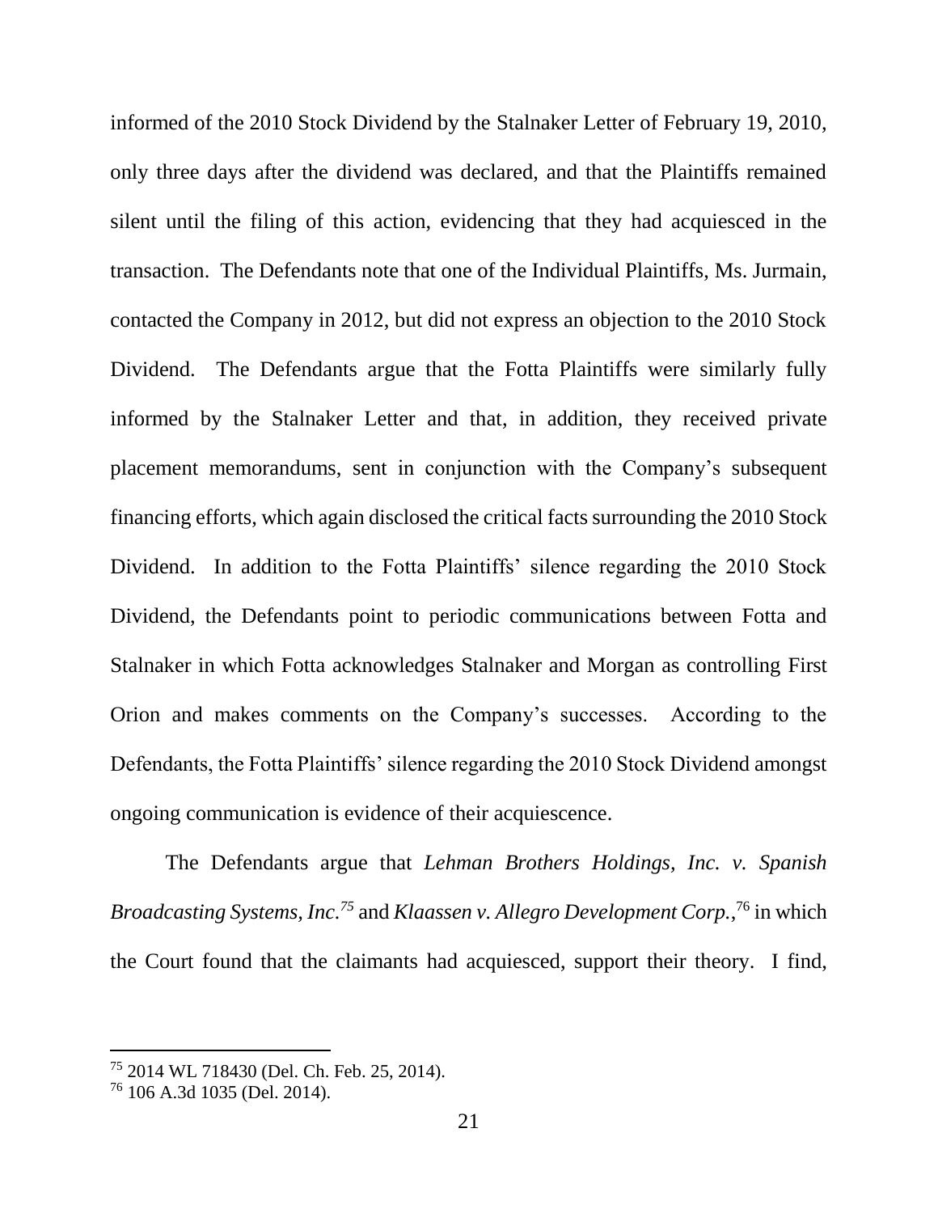informed of the 2010 Stock Dividend by the Stalnaker Letter of February 19, 2010, only three days after the dividend was declared, and that the Plaintiffs remained silent until the filing of this action, evidencing that they had acquiesced in the transaction. The Defendants note that one of the Individual Plaintiffs, Ms. Jurmain, contacted the Company in 2012, but did not express an objection to the 2010 Stock Dividend. The Defendants argue that the Fotta Plaintiffs were similarly fully informed by the Stalnaker Letter and that, in addition, they received private placement memorandums, sent in conjunction with the Company's subsequent financing efforts, which again disclosed the critical facts surrounding the 2010 Stock Dividend. In addition to the Fotta Plaintiffs' silence regarding the 2010 Stock Dividend, the Defendants point to periodic communications between Fotta and Stalnaker in which Fotta acknowledges Stalnaker and Morgan as controlling First Orion and makes comments on the Company's successes. According to the Defendants, the Fotta Plaintiffs' silence regarding the 2010 Stock Dividend amongst ongoing communication is evidence of their acquiescence.

The Defendants argue that *Lehman Brothers Holdings, Inc. v. Spanish Broadcasting Systems, Inc.*[75] and *Klaassen v. Allegro Development Corp.*,[76] in which the Court found that the claimants had acquiesced, support their theory. I find,

---

[75] 2014 WL 718430 (Del. Ch. Feb. 25, 2014).

[76] 106 A.3d 1035 (Del. 2014).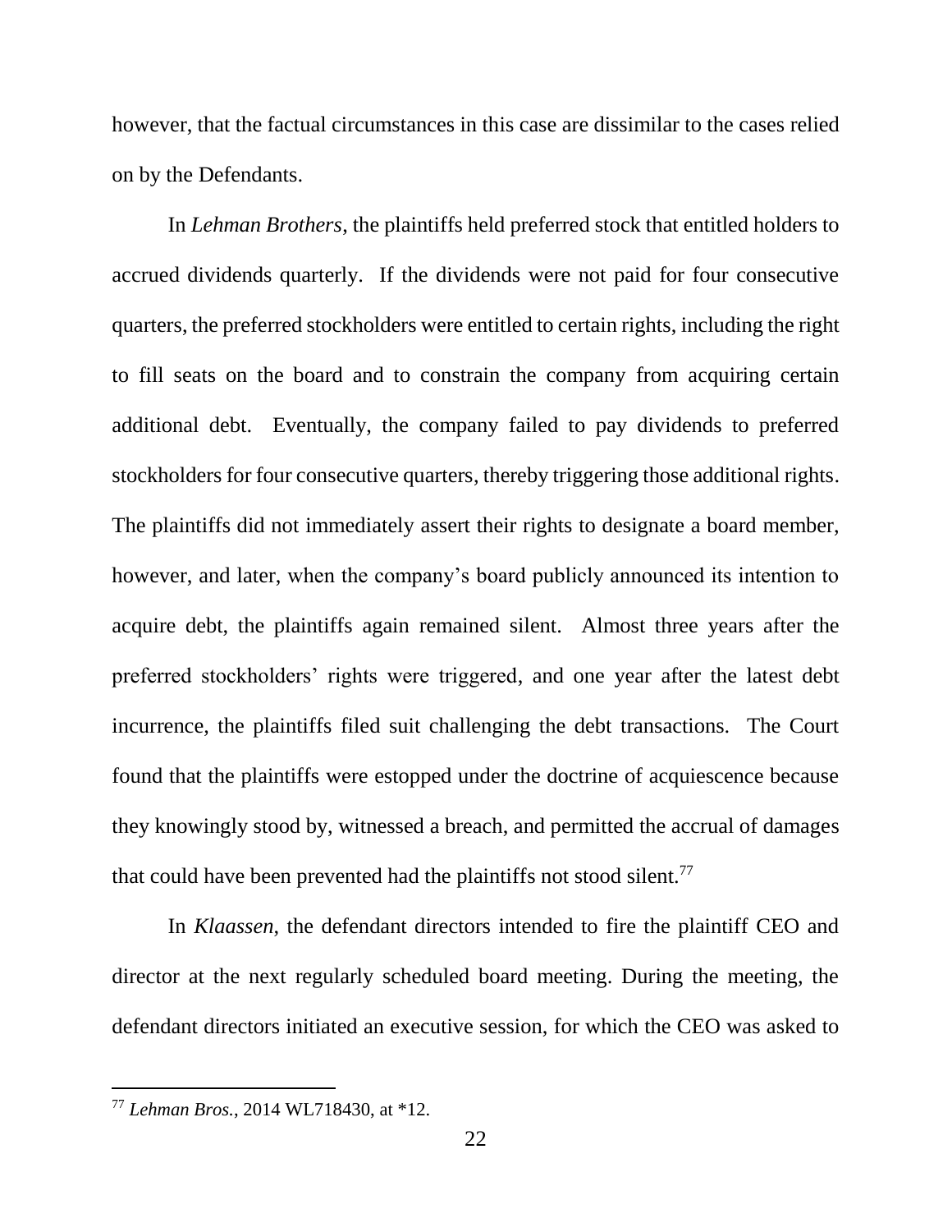however, that the factual circumstances in this case are dissimilar to the cases relied on by the Defendants.

In *Lehman Brothers*, the plaintiffs held preferred stock that entitled holders to accrued dividends quarterly. If the dividends were not paid for four consecutive quarters, the preferred stockholders were entitled to certain rights, including the right to fill seats on the board and to constrain the company from acquiring certain additional debt. Eventually, the company failed to pay dividends to preferred stockholders for four consecutive quarters, thereby triggering those additional rights. The plaintiffs did not immediately assert their rights to designate a board member, however, and later, when the company's board publicly announced its intention to acquire debt, the plaintiffs again remained silent. Almost three years after the preferred stockholders' rights were triggered, and one year after the latest debt incurrence, the plaintiffs filed suit challenging the debt transactions. The Court found that the plaintiffs were estopped under the doctrine of acquiescence because they knowingly stood by, witnessed a breach, and permitted the accrual of damages that could have been prevented had the plaintiffs not stood silent.[77]

In *Klaassen*, the defendant directors intended to fire the plaintiff CEO and director at the next regularly scheduled board meeting. During the meeting, the defendant directors initiated an executive session, for which the CEO was asked to

---

[77] *Lehman Bros.*, 2014 WL718430, at *12.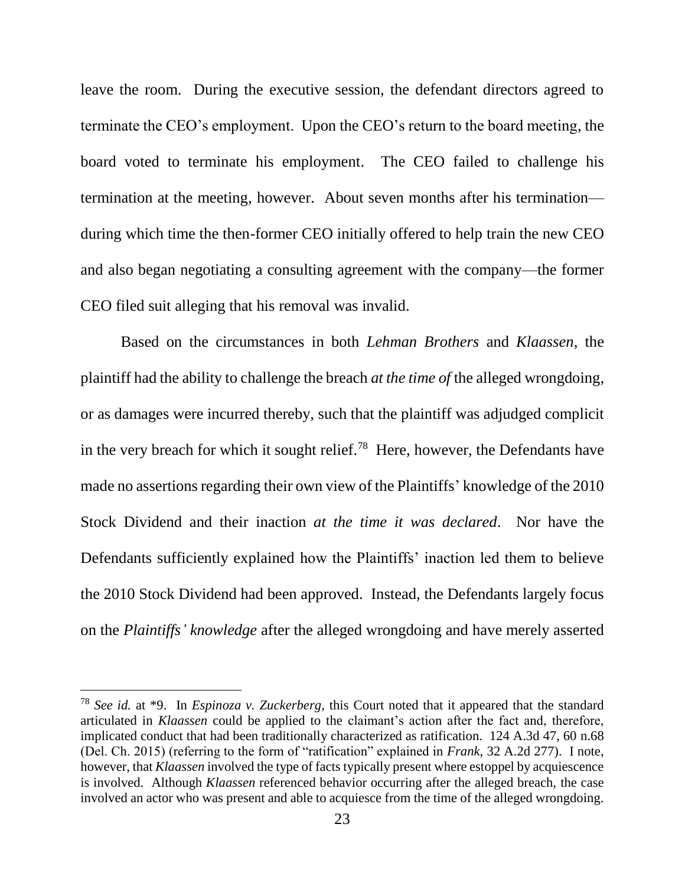leave the room. During the executive session, the defendant directors agreed to terminate the CEO's employment. Upon the CEO's return to the board meeting, the board voted to terminate his employment. The CEO failed to challenge his termination at the meeting, however. About seven months after his termination—during which time the then-former CEO initially offered to help train the new CEO and also began negotiating a consulting agreement with the company—the former CEO filed suit alleging that his removal was invalid.

Based on the circumstances in both *Lehman Brothers* and *Klaassen*, the plaintiff had the ability to challenge the breach *at the time of* the alleged wrongdoing, or as damages were incurred thereby, such that the plaintiff was adjudged complicit in the very breach for which it sought relief.[78] Here, however, the Defendants have made no assertions regarding their own view of the Plaintiffs' knowledge of the 2010 Stock Dividend and their inaction *at the time it was declared*. Nor have the Defendants sufficiently explained how the Plaintiffs' inaction led them to believe the 2010 Stock Dividend had been approved. Instead, the Defendants largely focus on the *Plaintiffs' knowledge* after the alleged wrongdoing and have merely asserted

---

[78] *See id.* at *9. In *Espinoza v. Zuckerberg*, this Court noted that it appeared that the standard articulated in *Klaassen* could be applied to the claimant's action after the fact and, therefore, implicated conduct that had been traditionally characterized as ratification. 124 A.3d 47, 60 n.68 (Del. Ch. 2015) (referring to the form of "ratification" explained in *Frank*, 32 A.2d 277). I note, however, that *Klaassen* involved the type of facts typically present where estoppel by acquiescence is involved. Although *Klaassen* referenced behavior occurring after the alleged breach, the case involved an actor who was present and able to acquiesce from the time of the alleged wrongdoing.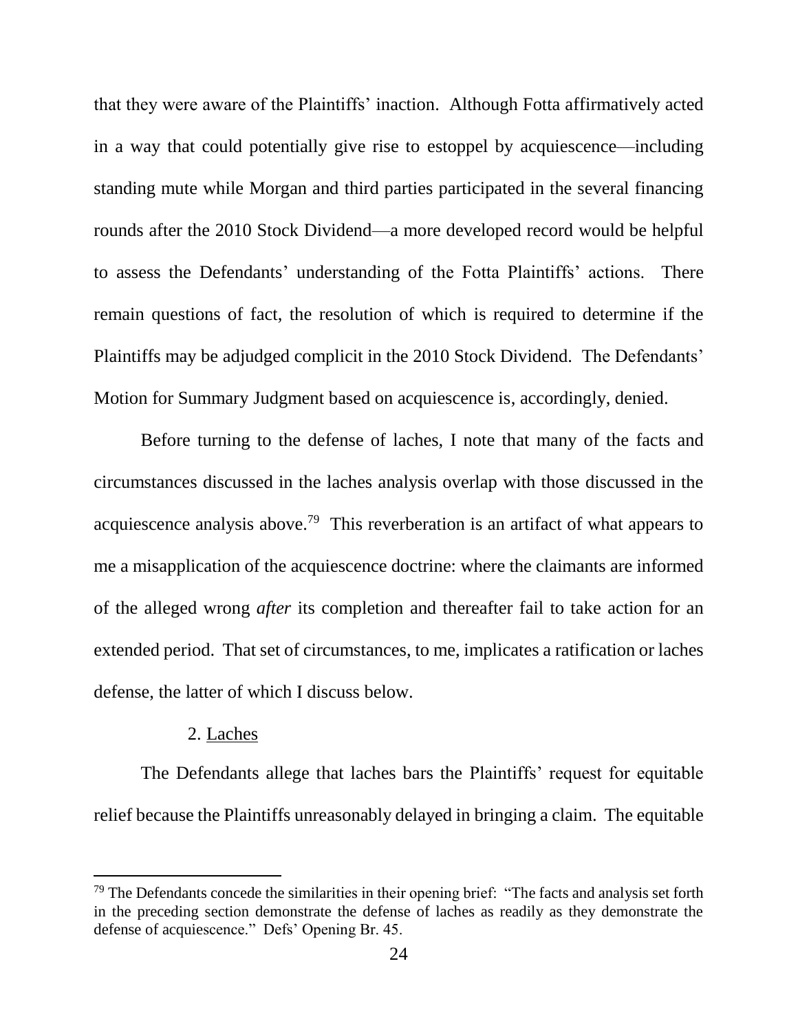that they were aware of the Plaintiffs' inaction. Although Fotta affirmatively acted in a way that could potentially give rise to estoppel by acquiescence—including standing mute while Morgan and third parties participated in the several financing rounds after the 2010 Stock Dividend—a more developed record would be helpful to assess the Defendants' understanding of the Fotta Plaintiffs' actions. There remain questions of fact, the resolution of which is required to determine if the Plaintiffs may be adjudged complicit in the 2010 Stock Dividend. The Defendants' Motion for Summary Judgment based on acquiescence is, accordingly, denied.

Before turning to the defense of laches, I note that many of the facts and circumstances discussed in the laches analysis overlap with those discussed in the acquiescence analysis above.[79] This reverberation is an artifact of what appears to me a misapplication of the acquiescence doctrine: where the claimants are informed of the alleged wrong *after* its completion and thereafter fail to take action for an extended period. That set of circumstances, to me, implicates a ratification or laches defense, the latter of which I discuss below.

2. Laches

The Defendants allege that laches bars the Plaintiffs' request for equitable relief because the Plaintiffs unreasonably delayed in bringing a claim. The equitable

[79] The Defendants concede the similarities in their opening brief: "The facts and analysis set forth in the preceding section demonstrate the defense of laches as readily as they demonstrate the defense of acquiescence." Defs' Opening Br. 45.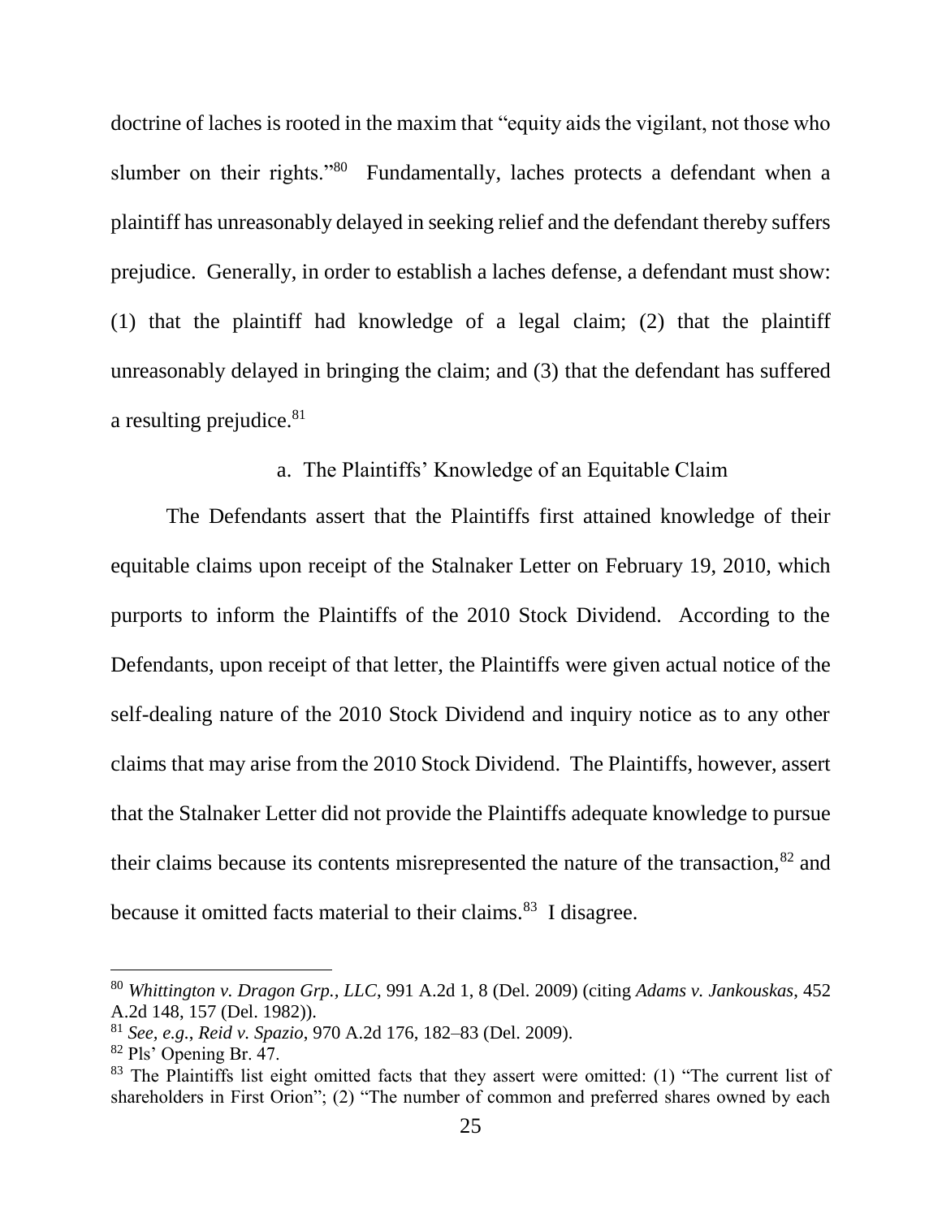doctrine of laches is rooted in the maxim that "equity aids the vigilant, not those who slumber on their rights."[80] Fundamentally, laches protects a defendant when a plaintiff has unreasonably delayed in seeking relief and the defendant thereby suffers prejudice. Generally, in order to establish a laches defense, a defendant must show: (1) that the plaintiff had knowledge of a legal claim; (2) that the plaintiff unreasonably delayed in bringing the claim; and (3) that the defendant has suffered a resulting prejudice.[81]

a. The Plaintiffs' Knowledge of an Equitable Claim

The Defendants assert that the Plaintiffs first attained knowledge of their equitable claims upon receipt of the Stalnaker Letter on February 19, 2010, which purports to inform the Plaintiffs of the 2010 Stock Dividend. According to the Defendants, upon receipt of that letter, the Plaintiffs were given actual notice of the self-dealing nature of the 2010 Stock Dividend and inquiry notice as to any other claims that may arise from the 2010 Stock Dividend. The Plaintiffs, however, assert that the Stalnaker Letter did not provide the Plaintiffs adequate knowledge to pursue their claims because its contents misrepresented the nature of the transaction,[82] and because it omitted facts material to their claims.[83] I disagree.

---

[80] *Whittington v. Dragon Grp., LLC*, 991 A.2d 1, 8 (Del. 2009) (citing *Adams v. Jankouskas*, 452 A.2d 148, 157 (Del. 1982)).

[81] *See, e.g.*, *Reid v. Spazio*, 970 A.2d 176, 182–83 (Del. 2009).

[82] Pls' Opening Br. 47.

[83] The Plaintiffs list eight omitted facts that they assert were omitted: (1) "The current list of shareholders in First Orion"; (2) "The number of common and preferred shares owned by each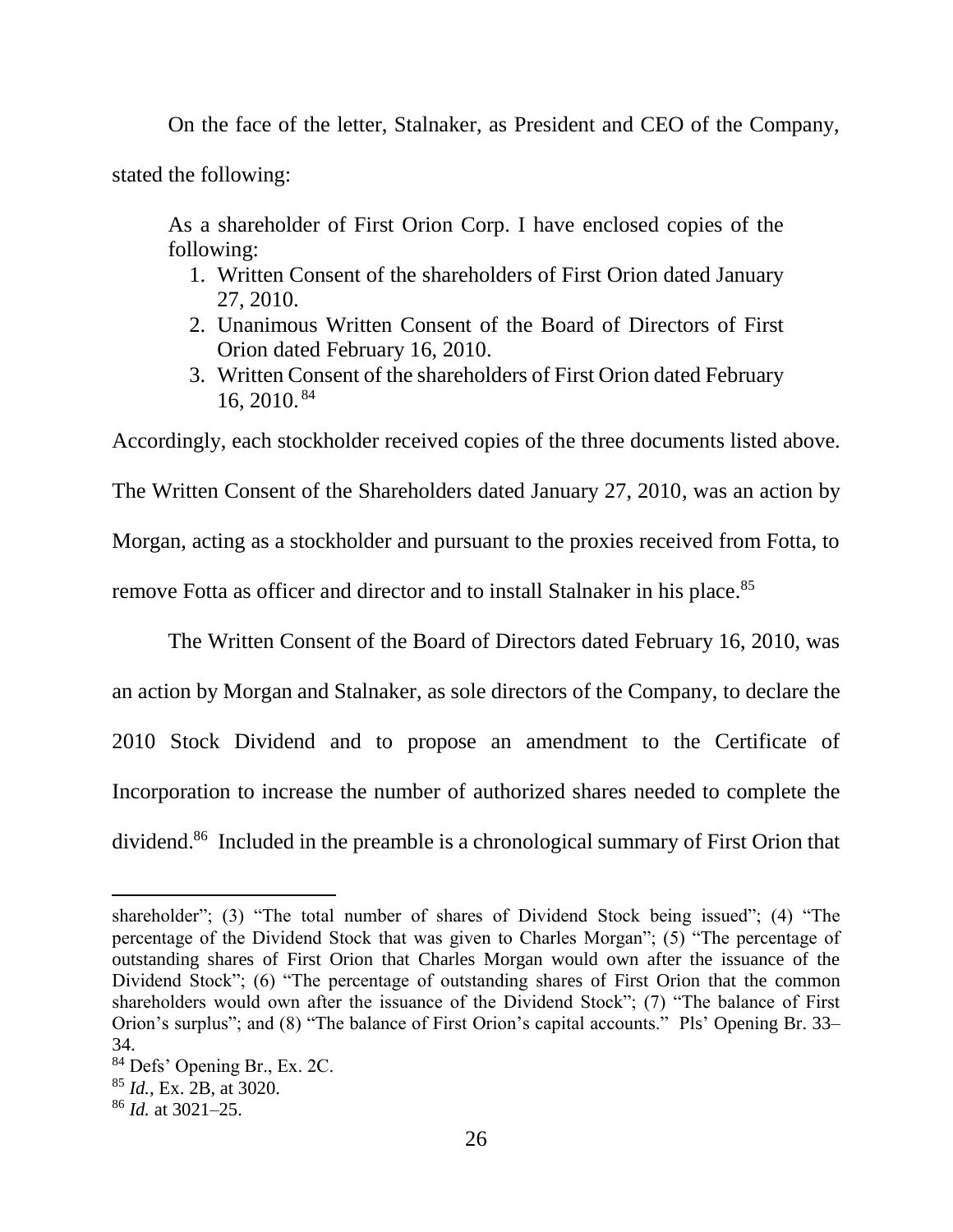On the face of the letter, Stalnaker, as President and CEO of the Company, stated the following:

> As a shareholder of First Orion Corp. I have enclosed copies of the following:
>
> 1. Written Consent of the shareholders of First Orion dated January 27, 2010.
> 2. Unanimous Written Consent of the Board of Directors of First Orion dated February 16, 2010.
> 3. Written Consent of the shareholders of First Orion dated February 16, 2010.[84]

Accordingly, each stockholder received copies of the three documents listed above. The Written Consent of the Shareholders dated January 27, 2010, was an action by Morgan, acting as a stockholder and pursuant to the proxies received from Fotta, to remove Fotta as officer and director and to install Stalnaker in his place.[85]

The Written Consent of the Board of Directors dated February 16, 2010, was an action by Morgan and Stalnaker, as sole directors of the Company, to declare the 2010 Stock Dividend and to propose an amendment to the Certificate of Incorporation to increase the number of authorized shares needed to complete the dividend.[86] Included in the preamble is a chronological summary of First Orion that

---

shareholder"; (3) "The total number of shares of Dividend Stock being issued"; (4) "The percentage of the Dividend Stock that was given to Charles Morgan"; (5) "The percentage of outstanding shares of First Orion that Charles Morgan would own after the issuance of the Dividend Stock"; (6) "The percentage of outstanding shares of First Orion that the common shareholders would own after the issuance of the Dividend Stock"; (7) "The balance of First Orion's surplus"; and (8) "The balance of First Orion's capital accounts." Pls' Opening Br. 33–34.

[84] Defs' Opening Br., Ex. 2C.

[85] *Id.*, Ex. 2B, at 3020.

[86] *Id.* at 3021–25.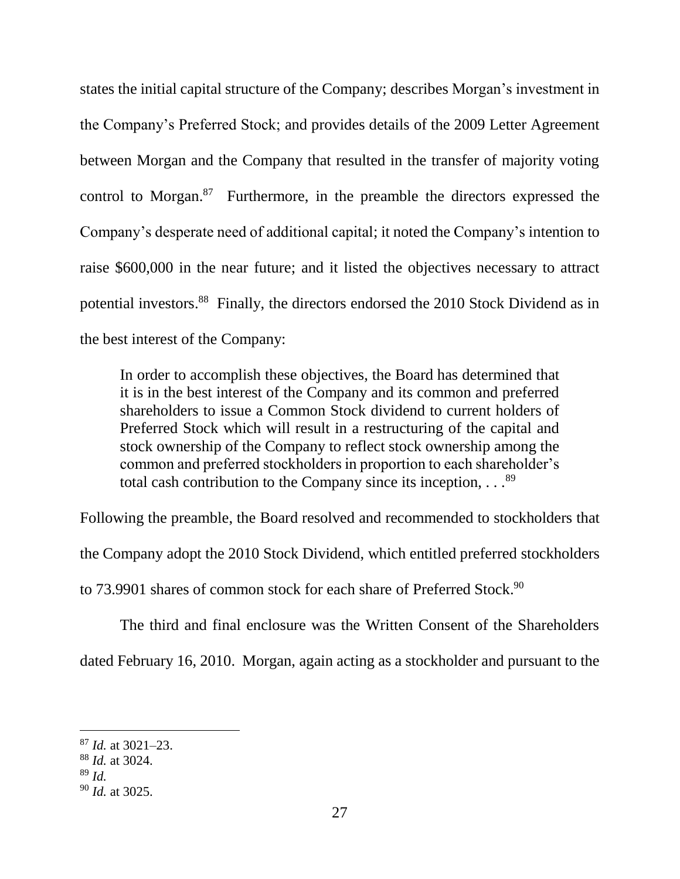states the initial capital structure of the Company; describes Morgan's investment in the Company's Preferred Stock; and provides details of the 2009 Letter Agreement between Morgan and the Company that resulted in the transfer of majority voting control to Morgan.[87] Furthermore, in the preamble the directors expressed the Company's desperate need of additional capital; it noted the Company's intention to raise $600,000 in the near future; and it listed the objectives necessary to attract potential investors.[88] Finally, the directors endorsed the 2010 Stock Dividend as in the best interest of the Company:

> In order to accomplish these objectives, the Board has determined that it is in the best interest of the Company and its common and preferred shareholders to issue a Common Stock dividend to current holders of Preferred Stock which will result in a restructuring of the capital and stock ownership of the Company to reflect stock ownership among the common and preferred stockholders in proportion to each shareholder's total cash contribution to the Company since its inception, . . .[89]

Following the preamble, the Board resolved and recommended to stockholders that the Company adopt the 2010 Stock Dividend, which entitled preferred stockholders to 73.9901 shares of common stock for each share of Preferred Stock.[90]

The third and final enclosure was the Written Consent of the Shareholders dated February 16, 2010. Morgan, again acting as a stockholder and pursuant to the

---

[87] *Id.* at 3021–23.

[88] *Id.* at 3024.

[89] *Id.*

[90] *Id.* at 3025.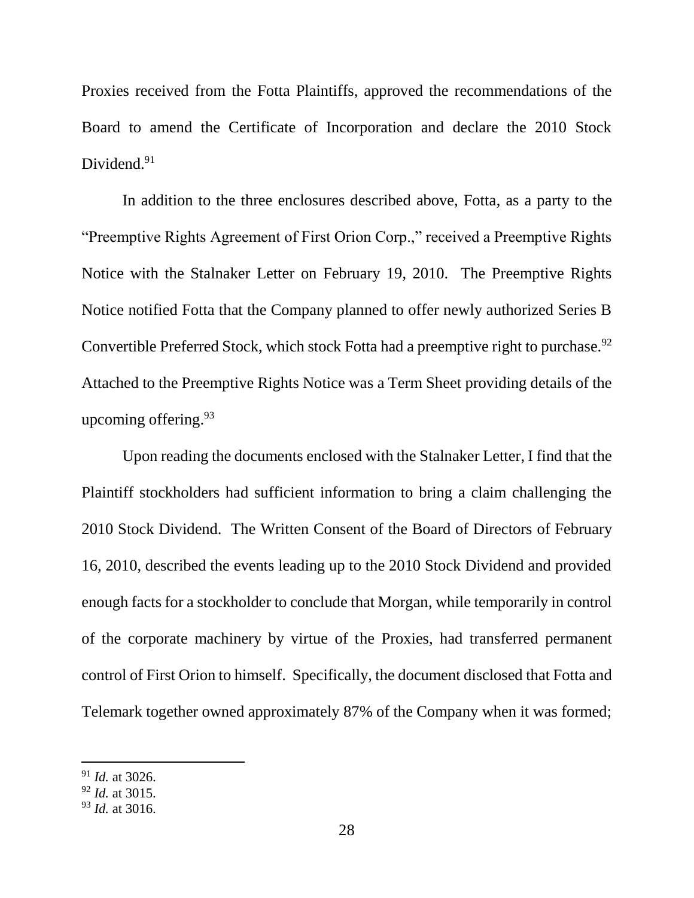Proxies received from the Fotta Plaintiffs, approved the recommendations of the Board to amend the Certificate of Incorporation and declare the 2010 Stock Dividend.[91]

In addition to the three enclosures described above, Fotta, as a party to the "Preemptive Rights Agreement of First Orion Corp.," received a Preemptive Rights Notice with the Stalnaker Letter on February 19, 2010. The Preemptive Rights Notice notified Fotta that the Company planned to offer newly authorized Series B Convertible Preferred Stock, which stock Fotta had a preemptive right to purchase.[92] Attached to the Preemptive Rights Notice was a Term Sheet providing details of the upcoming offering.[93]

Upon reading the documents enclosed with the Stalnaker Letter, I find that the Plaintiff stockholders had sufficient information to bring a claim challenging the 2010 Stock Dividend. The Written Consent of the Board of Directors of February 16, 2010, described the events leading up to the 2010 Stock Dividend and provided enough facts for a stockholder to conclude that Morgan, while temporarily in control of the corporate machinery by virtue of the Proxies, had transferred permanent control of First Orion to himself. Specifically, the document disclosed that Fotta and Telemark together owned approximately 87% of the Company when it was formed;

---

[91] *Id.* at 3026.
[92] *Id.* at 3015.
[93] *Id.* at 3016.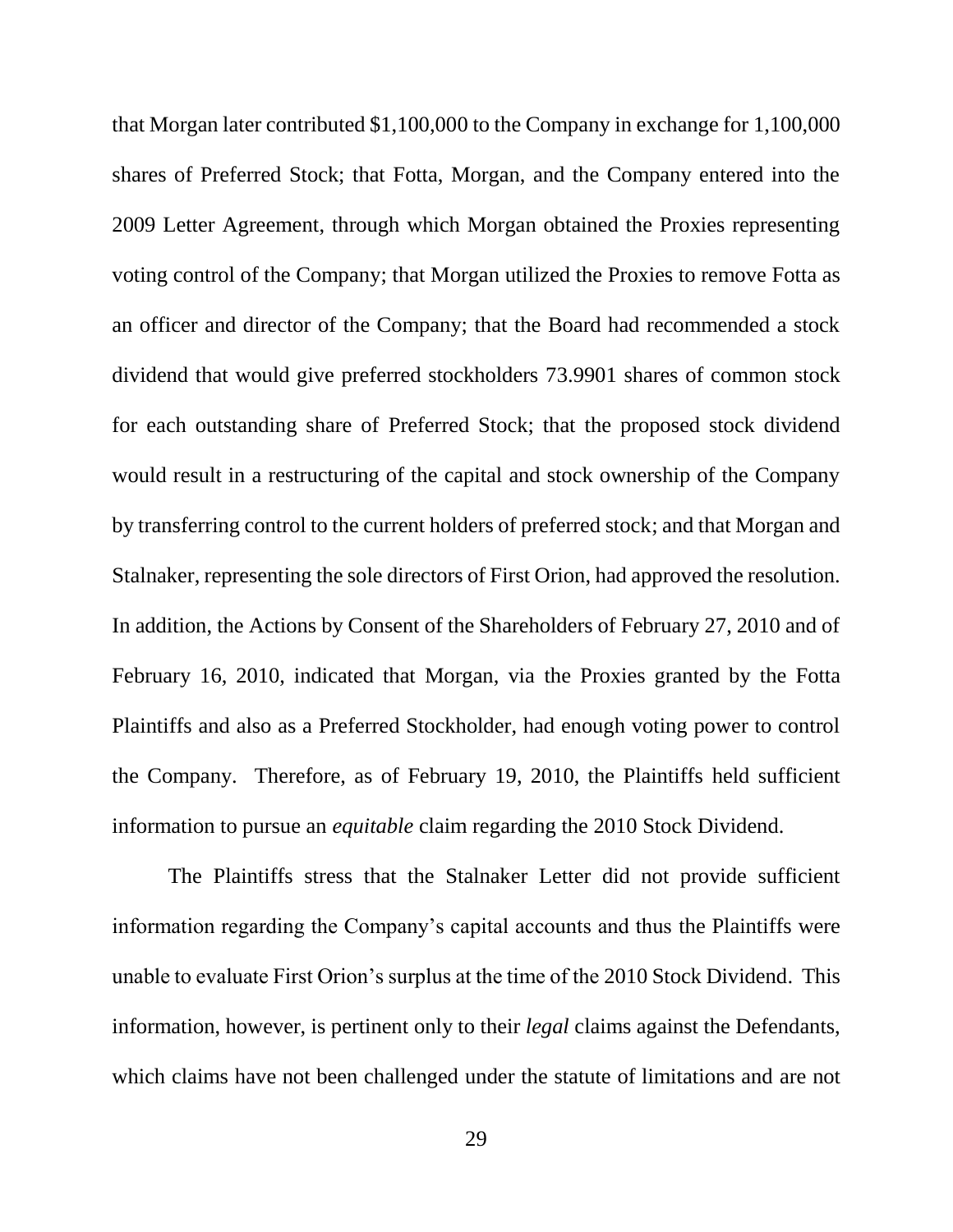that Morgan later contributed $1,100,000 to the Company in exchange for 1,100,000 shares of Preferred Stock; that Fotta, Morgan, and the Company entered into the 2009 Letter Agreement, through which Morgan obtained the Proxies representing voting control of the Company; that Morgan utilized the Proxies to remove Fotta as an officer and director of the Company; that the Board had recommended a stock dividend that would give preferred stockholders 73.9901 shares of common stock for each outstanding share of Preferred Stock; that the proposed stock dividend would result in a restructuring of the capital and stock ownership of the Company by transferring control to the current holders of preferred stock; and that Morgan and Stalnaker, representing the sole directors of First Orion, had approved the resolution. In addition, the Actions by Consent of the Shareholders of February 27, 2010 and of February 16, 2010, indicated that Morgan, via the Proxies granted by the Fotta Plaintiffs and also as a Preferred Stockholder, had enough voting power to control the Company. Therefore, as of February 19, 2010, the Plaintiffs held sufficient information to pursue an *equitable* claim regarding the 2010 Stock Dividend.

The Plaintiffs stress that the Stalnaker Letter did not provide sufficient information regarding the Company's capital accounts and thus the Plaintiffs were unable to evaluate First Orion's surplus at the time of the 2010 Stock Dividend. This information, however, is pertinent only to their *legal* claims against the Defendants, which claims have not been challenged under the statute of limitations and are not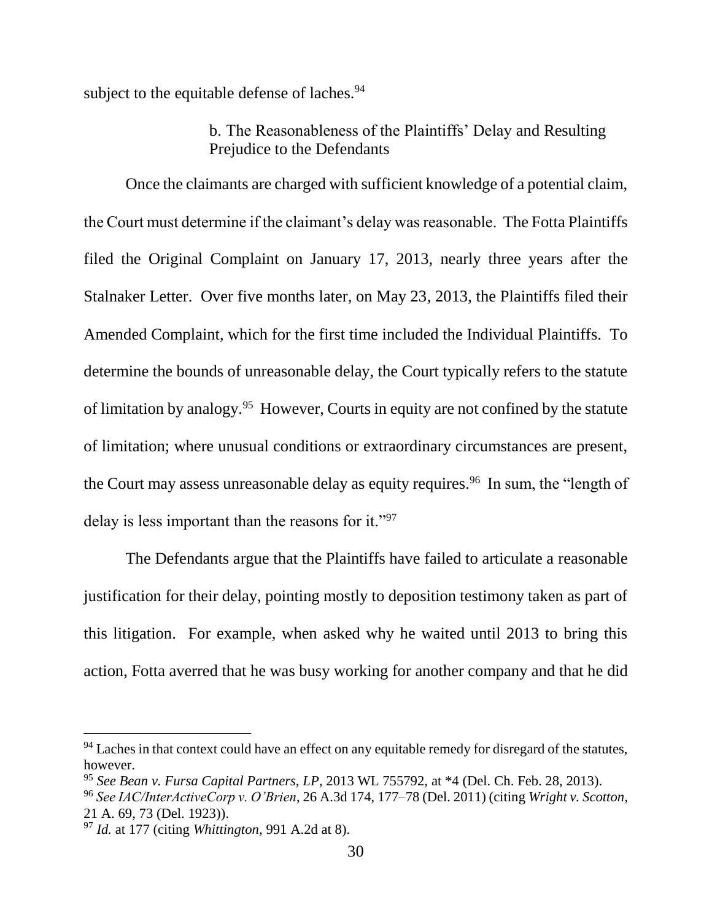subject to the equitable defense of laches.[94]

b. The Reasonableness of the Plaintiffs' Delay and Resulting Prejudice to the Defendants

Once the claimants are charged with sufficient knowledge of a potential claim, the Court must determine if the claimant's delay was reasonable. The Fotta Plaintiffs filed the Original Complaint on January 17, 2013, nearly three years after the Stalnaker Letter. Over five months later, on May 23, 2013, the Plaintiffs filed their Amended Complaint, which for the first time included the Individual Plaintiffs. To determine the bounds of unreasonable delay, the Court typically refers to the statute of limitation by analogy.[95] However, Courts in equity are not confined by the statute of limitation; where unusual conditions or extraordinary circumstances are present, the Court may assess unreasonable delay as equity requires.[96] In sum, the "length of delay is less important than the reasons for it."[97]

The Defendants argue that the Plaintiffs have failed to articulate a reasonable justification for their delay, pointing mostly to deposition testimony taken as part of this litigation. For example, when asked why he waited until 2013 to bring this action, Fotta averred that he was busy working for another company and that he did

---

[94] Laches in that context could have an effect on any equitable remedy for disregard of the statutes, however.

[95] *See Bean v. Fursa Capital Partners, LP*, 2013 WL 755792, at *4 (Del. Ch. Feb. 28, 2013).

[96] *See IAC/InterActiveCorp v. O'Brien*, 26 A.3d 174, 177–78 (Del. 2011) (citing *Wright v. Scotton*, 21 A. 69, 73 (Del. 1923)).

[97] *Id.* at 177 (citing *Whittington*, 991 A.2d at 8).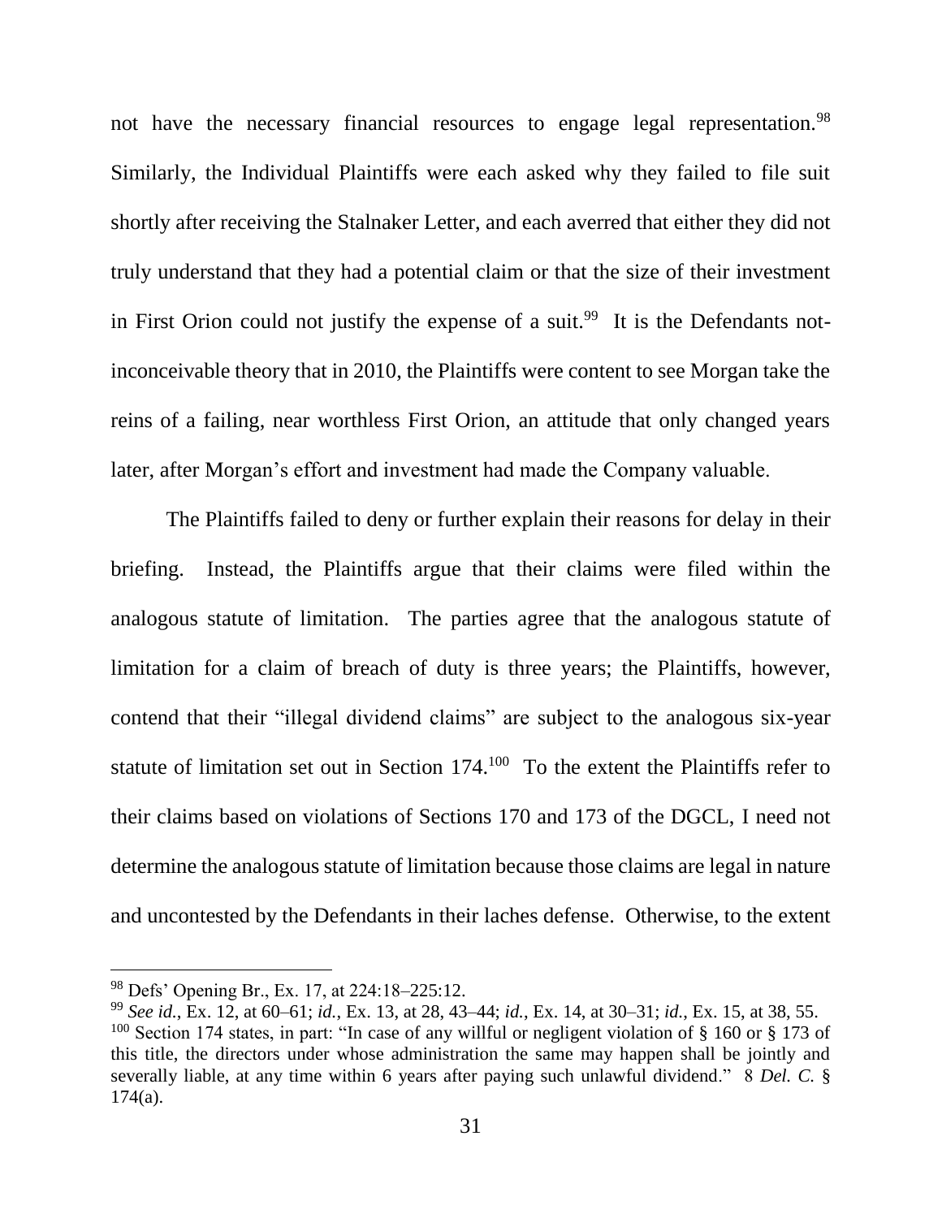not have the necessary financial resources to engage legal representation.[98] Similarly, the Individual Plaintiffs were each asked why they failed to file suit shortly after receiving the Stalnaker Letter, and each averred that either they did not truly understand that they had a potential claim or that the size of their investment in First Orion could not justify the expense of a suit.[99] It is the Defendants not-inconceivable theory that in 2010, the Plaintiffs were content to see Morgan take the reins of a failing, near worthless First Orion, an attitude that only changed years later, after Morgan's effort and investment had made the Company valuable.

The Plaintiffs failed to deny or further explain their reasons for delay in their briefing. Instead, the Plaintiffs argue that their claims were filed within the analogous statute of limitation. The parties agree that the analogous statute of limitation for a claim of breach of duty is three years; the Plaintiffs, however, contend that their "illegal dividend claims" are subject to the analogous six-year statute of limitation set out in Section 174.[100] To the extent the Plaintiffs refer to their claims based on violations of Sections 170 and 173 of the DGCL, I need not determine the analogous statute of limitation because those claims are legal in nature and uncontested by the Defendants in their laches defense. Otherwise, to the extent

---

[98] Defs' Opening Br., Ex. 17, at 224:18–225:12.

[99] *See id.*, Ex. 12, at 60–61; *id.*, Ex. 13, at 28, 43–44; *id.*, Ex. 14, at 30–31; *id.*, Ex. 15, at 38, 55.

[100] Section 174 states, in part: "In case of any willful or negligent violation of § 160 or § 173 of this title, the directors under whose administration the same may happen shall be jointly and severally liable, at any time within 6 years after paying such unlawful dividend." 8 *Del. C.* § 174(a).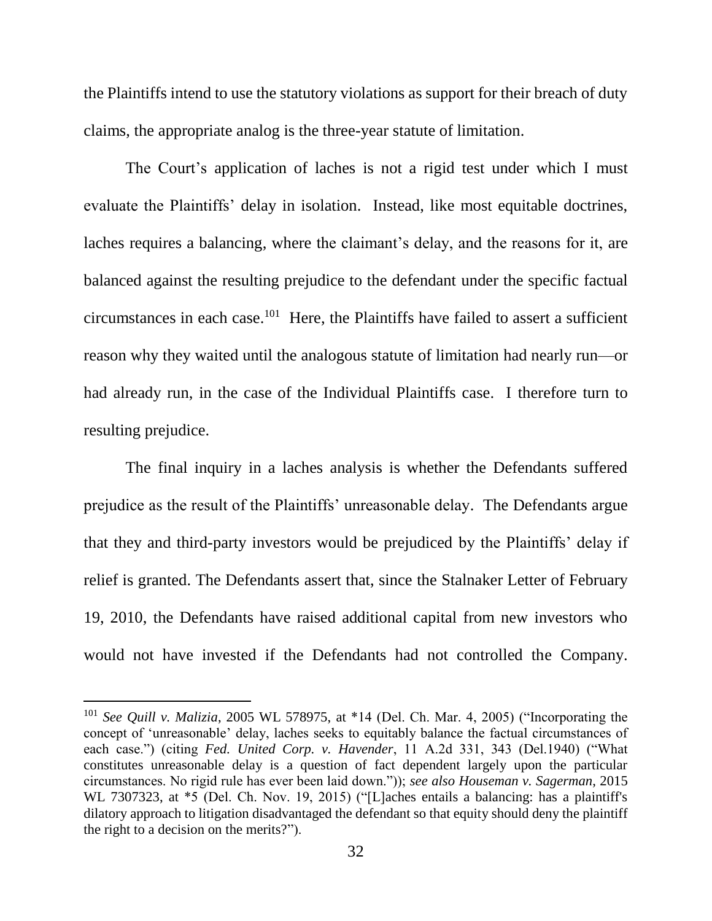the Plaintiffs intend to use the statutory violations as support for their breach of duty claims, the appropriate analog is the three-year statute of limitation.

The Court's application of laches is not a rigid test under which I must evaluate the Plaintiffs' delay in isolation. Instead, like most equitable doctrines, laches requires a balancing, where the claimant's delay, and the reasons for it, are balanced against the resulting prejudice to the defendant under the specific factual circumstances in each case.[101] Here, the Plaintiffs have failed to assert a sufficient reason why they waited until the analogous statute of limitation had nearly run—or had already run, in the case of the Individual Plaintiffs case. I therefore turn to resulting prejudice.

The final inquiry in a laches analysis is whether the Defendants suffered prejudice as the result of the Plaintiffs' unreasonable delay. The Defendants argue that they and third-party investors would be prejudiced by the Plaintiffs' delay if relief is granted. The Defendants assert that, since the Stalnaker Letter of February 19, 2010, the Defendants have raised additional capital from new investors who would not have invested if the Defendants had not controlled the Company.

---

[101] *See Quill v. Malizia*, 2005 WL 578975, at *14 (Del. Ch. Mar. 4, 2005) ("Incorporating the concept of 'unreasonable' delay, laches seeks to equitably balance the factual circumstances of each case.") (citing *Fed. United Corp. v. Havender*, 11 A.2d 331, 343 (Del.1940) ("What constitutes unreasonable delay is a question of fact dependent largely upon the particular circumstances. No rigid rule has ever been laid down.")); *see also Houseman v. Sagerman*, 2015 WL 7307323, at *5 (Del. Ch. Nov. 19, 2015) ("[L]aches entails a balancing: has a plaintiff's dilatory approach to litigation disadvantaged the defendant so that equity should deny the plaintiff the right to a decision on the merits?").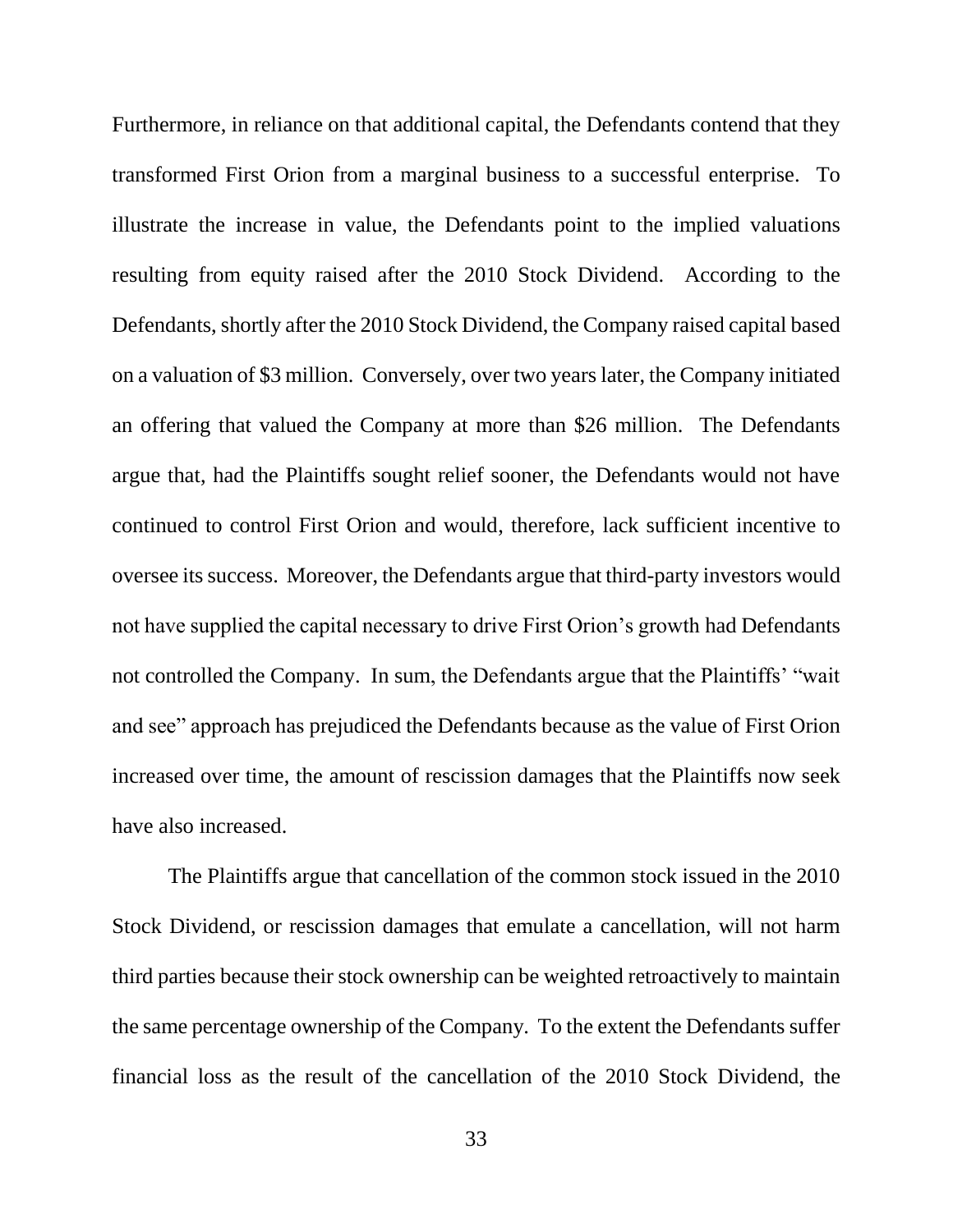Furthermore, in reliance on that additional capital, the Defendants contend that they transformed First Orion from a marginal business to a successful enterprise. To illustrate the increase in value, the Defendants point to the implied valuations resulting from equity raised after the 2010 Stock Dividend. According to the Defendants, shortly after the 2010 Stock Dividend, the Company raised capital based on a valuation of $3 million. Conversely, over two years later, the Company initiated an offering that valued the Company at more than $26 million. The Defendants argue that, had the Plaintiffs sought relief sooner, the Defendants would not have continued to control First Orion and would, therefore, lack sufficient incentive to oversee its success. Moreover, the Defendants argue that third-party investors would not have supplied the capital necessary to drive First Orion's growth had Defendants not controlled the Company. In sum, the Defendants argue that the Plaintiffs' "wait and see" approach has prejudiced the Defendants because as the value of First Orion increased over time, the amount of rescission damages that the Plaintiffs now seek have also increased.

The Plaintiffs argue that cancellation of the common stock issued in the 2010 Stock Dividend, or rescission damages that emulate a cancellation, will not harm third parties because their stock ownership can be weighted retroactively to maintain the same percentage ownership of the Company. To the extent the Defendants suffer financial loss as the result of the cancellation of the 2010 Stock Dividend, the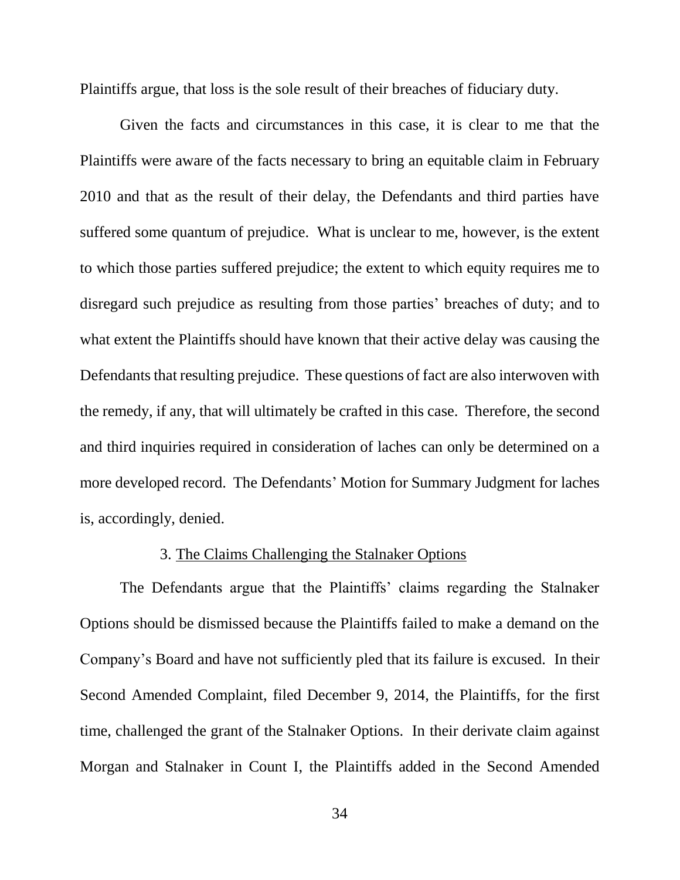Plaintiffs argue, that loss is the sole result of their breaches of fiduciary duty.

Given the facts and circumstances in this case, it is clear to me that the Plaintiffs were aware of the facts necessary to bring an equitable claim in February 2010 and that as the result of their delay, the Defendants and third parties have suffered some quantum of prejudice. What is unclear to me, however, is the extent to which those parties suffered prejudice; the extent to which equity requires me to disregard such prejudice as resulting from those parties' breaches of duty; and to what extent the Plaintiffs should have known that their active delay was causing the Defendants that resulting prejudice. These questions of fact are also interwoven with the remedy, if any, that will ultimately be crafted in this case. Therefore, the second and third inquiries required in consideration of laches can only be determined on a more developed record. The Defendants' Motion for Summary Judgment for laches is, accordingly, denied.

### 3. The Claims Challenging the Stalnaker Options

The Defendants argue that the Plaintiffs' claims regarding the Stalnaker Options should be dismissed because the Plaintiffs failed to make a demand on the Company's Board and have not sufficiently pled that its failure is excused. In their Second Amended Complaint, filed December 9, 2014, the Plaintiffs, for the first time, challenged the grant of the Stalnaker Options. In their derivate claim against Morgan and Stalnaker in Count I, the Plaintiffs added in the Second Amended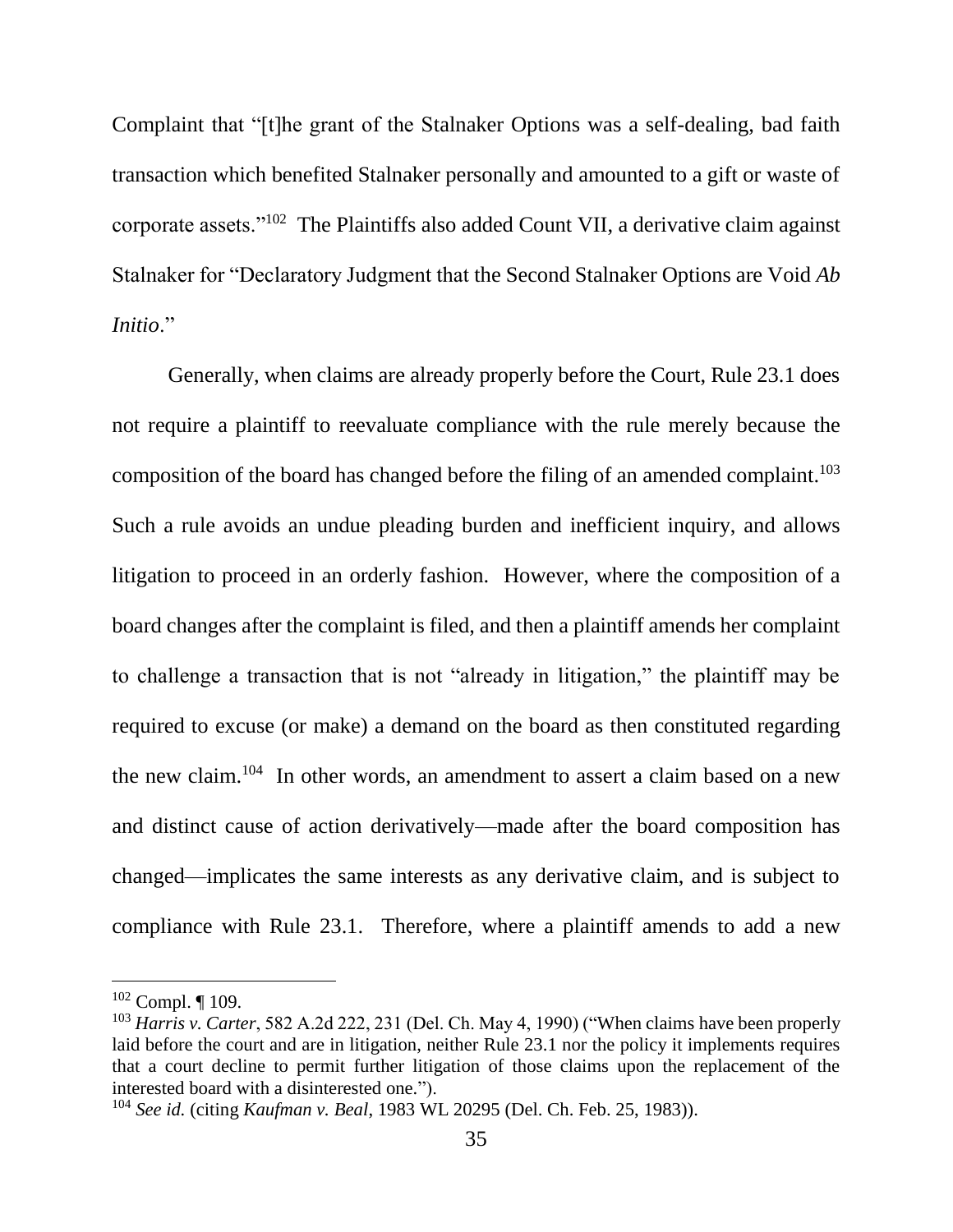Complaint that "[t]he grant of the Stalnaker Options was a self-dealing, bad faith transaction which benefited Stalnaker personally and amounted to a gift or waste of corporate assets."[102] The Plaintiffs also added Count VII, a derivative claim against Stalnaker for "Declaratory Judgment that the Second Stalnaker Options are Void *Ab Initio*."

Generally, when claims are already properly before the Court, Rule 23.1 does not require a plaintiff to reevaluate compliance with the rule merely because the composition of the board has changed before the filing of an amended complaint.[103] Such a rule avoids an undue pleading burden and inefficient inquiry, and allows litigation to proceed in an orderly fashion. However, where the composition of a board changes after the complaint is filed, and then a plaintiff amends her complaint to challenge a transaction that is not "already in litigation," the plaintiff may be required to excuse (or make) a demand on the board as then constituted regarding the new claim.[104] In other words, an amendment to assert a claim based on a new and distinct cause of action derivatively—made after the board composition has changed—implicates the same interests as any derivative claim, and is subject to compliance with Rule 23.1. Therefore, where a plaintiff amends to add a new

---

[102] Compl. ¶ 109.

[103] *Harris v. Carter*, 582 A.2d 222, 231 (Del. Ch. May 4, 1990) ("When claims have been properly laid before the court and are in litigation, neither Rule 23.1 nor the policy it implements requires that a court decline to permit further litigation of those claims upon the replacement of the interested board with a disinterested one.").

[104] *See id.* (citing *Kaufman v. Beal*, 1983 WL 20295 (Del. Ch. Feb. 25, 1983)).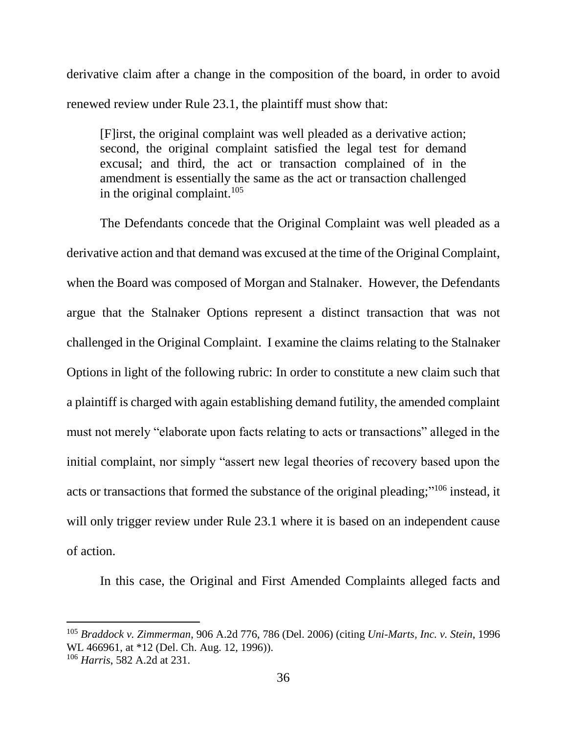derivative claim after a change in the composition of the board, in order to avoid renewed review under Rule 23.1, the plaintiff must show that:

> [F]irst, the original complaint was well pleaded as a derivative action; second, the original complaint satisfied the legal test for demand excusal; and third, the act or transaction complained of in the amendment is essentially the same as the act or transaction challenged in the original complaint.[105]

The Defendants concede that the Original Complaint was well pleaded as a derivative action and that demand was excused at the time of the Original Complaint, when the Board was composed of Morgan and Stalnaker. However, the Defendants argue that the Stalnaker Options represent a distinct transaction that was not challenged in the Original Complaint. I examine the claims relating to the Stalnaker Options in light of the following rubric: In order to constitute a new claim such that a plaintiff is charged with again establishing demand futility, the amended complaint must not merely "elaborate upon facts relating to acts or transactions" alleged in the initial complaint, nor simply "assert new legal theories of recovery based upon the acts or transactions that formed the substance of the original pleading;"[106] instead, it will only trigger review under Rule 23.1 where it is based on an independent cause of action.

In this case, the Original and First Amended Complaints alleged facts and

---

[105] *Braddock v. Zimmerman*, 906 A.2d 776, 786 (Del. 2006) (citing *Uni-Marts, Inc. v. Stein*, 1996 WL 466961, at *12 (Del. Ch. Aug. 12, 1996)).

[106] *Harris*, 582 A.2d at 231.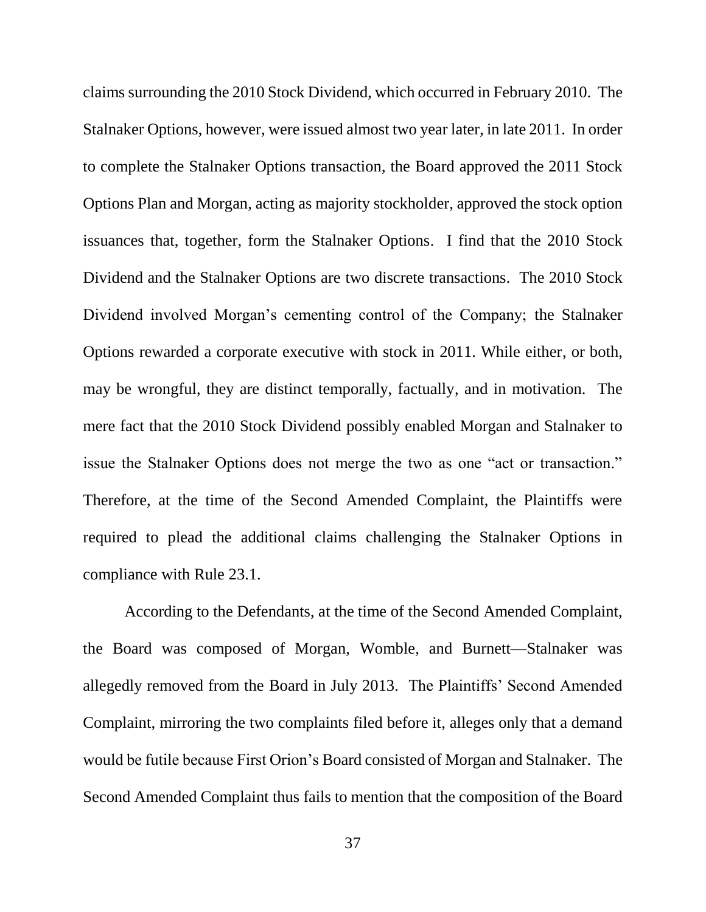claims surrounding the 2010 Stock Dividend, which occurred in February 2010. The Stalnaker Options, however, were issued almost two year later, in late 2011. In order to complete the Stalnaker Options transaction, the Board approved the 2011 Stock Options Plan and Morgan, acting as majority stockholder, approved the stock option issuances that, together, form the Stalnaker Options. I find that the 2010 Stock Dividend and the Stalnaker Options are two discrete transactions. The 2010 Stock Dividend involved Morgan's cementing control of the Company; the Stalnaker Options rewarded a corporate executive with stock in 2011. While either, or both, may be wrongful, they are distinct temporally, factually, and in motivation. The mere fact that the 2010 Stock Dividend possibly enabled Morgan and Stalnaker to issue the Stalnaker Options does not merge the two as one "act or transaction." Therefore, at the time of the Second Amended Complaint, the Plaintiffs were required to plead the additional claims challenging the Stalnaker Options in compliance with Rule 23.1.

According to the Defendants, at the time of the Second Amended Complaint, the Board was composed of Morgan, Womble, and Burnett—Stalnaker was allegedly removed from the Board in July 2013. The Plaintiffs' Second Amended Complaint, mirroring the two complaints filed before it, alleges only that a demand would be futile because First Orion's Board consisted of Morgan and Stalnaker. The Second Amended Complaint thus fails to mention that the composition of the Board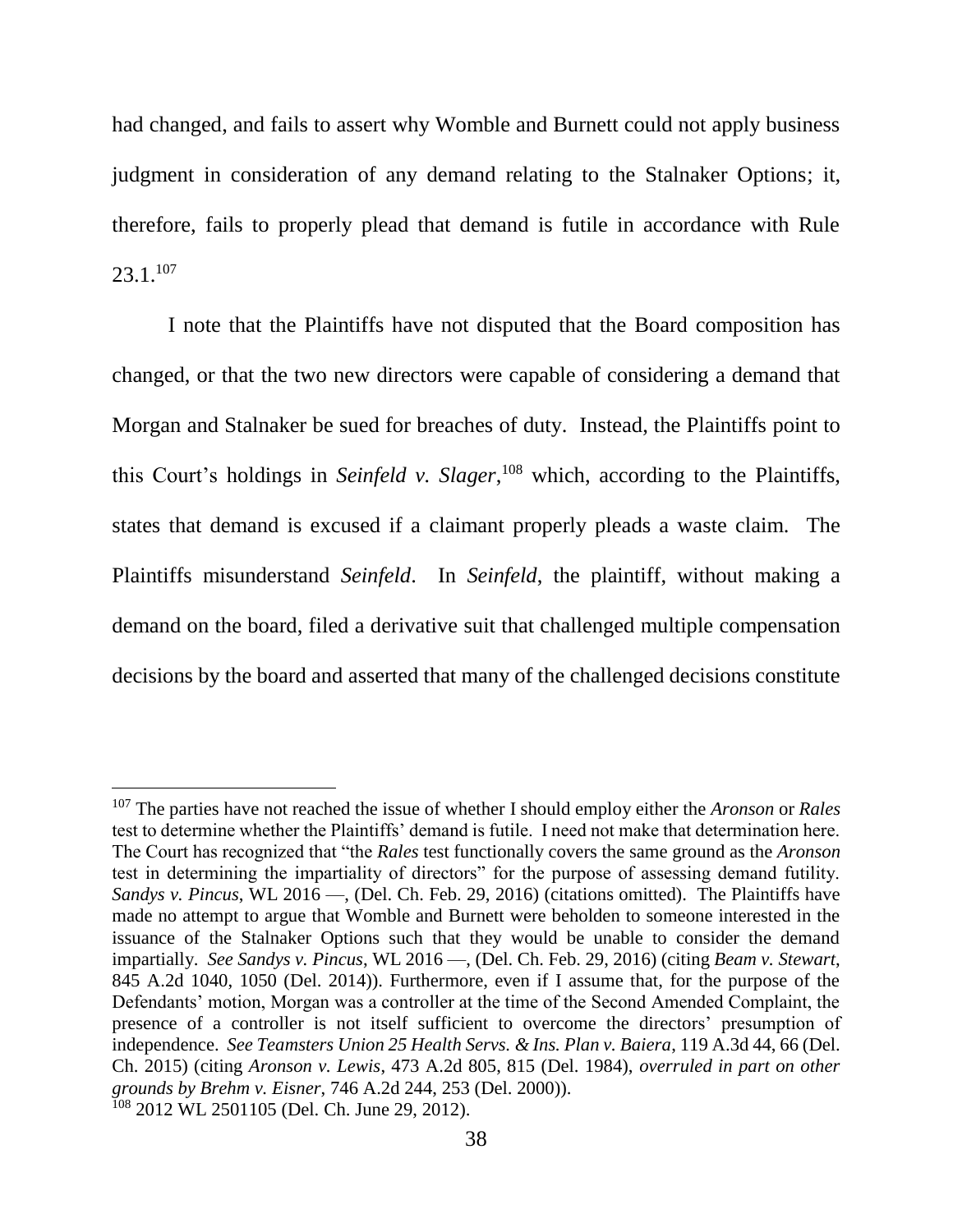had changed, and fails to assert why Womble and Burnett could not apply business judgment in consideration of any demand relating to the Stalnaker Options; it, therefore, fails to properly plead that demand is futile in accordance with Rule 23.1.[107]

I note that the Plaintiffs have not disputed that the Board composition has changed, or that the two new directors were capable of considering a demand that Morgan and Stalnaker be sued for breaches of duty. Instead, the Plaintiffs point to this Court's holdings in *Seinfeld v. Slager*,[108] which, according to the Plaintiffs, states that demand is excused if a claimant properly pleads a waste claim. The Plaintiffs misunderstand *Seinfeld*. In *Seinfeld*, the plaintiff, without making a demand on the board, filed a derivative suit that challenged multiple compensation decisions by the board and asserted that many of the challenged decisions constitute

---

[107] The parties have not reached the issue of whether I should employ either the *Aronson* or *Rales* test to determine whether the Plaintiffs' demand is futile. I need not make that determination here. The Court has recognized that "the *Rales* test functionally covers the same ground as the *Aronson* test in determining the impartiality of directors" for the purpose of assessing demand futility. *Sandys v. Pincus*, WL 2016 —, (Del. Ch. Feb. 29, 2016) (citations omitted). The Plaintiffs have made no attempt to argue that Womble and Burnett were beholden to someone interested in the issuance of the Stalnaker Options such that they would be unable to consider the demand impartially. *See Sandys v. Pincus*, WL 2016 —, (Del. Ch. Feb. 29, 2016) (citing *Beam v. Stewart*, 845 A.2d 1040, 1050 (Del. 2014)). Furthermore, even if I assume that, for the purpose of the Defendants' motion, Morgan was a controller at the time of the Second Amended Complaint, the presence of a controller is not itself sufficient to overcome the directors' presumption of independence. *See Teamsters Union 25 Health Servs. & Ins. Plan v. Baiera*, 119 A.3d 44, 66 (Del. Ch. 2015) (citing *Aronson v. Lewis*, 473 A.2d 805, 815 (Del. 1984), *overruled in part on other grounds by Brehm v. Eisner*, 746 A.2d 244, 253 (Del. 2000)).

[108] 2012 WL 2501105 (Del. Ch. June 29, 2012).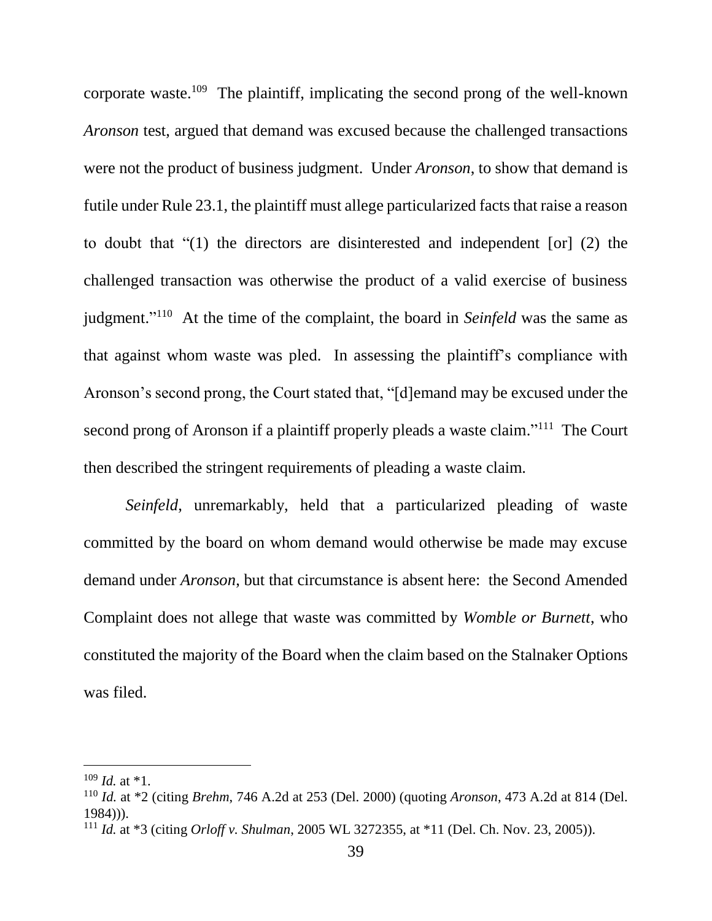corporate waste.[109] The plaintiff, implicating the second prong of the well-known *Aronson* test, argued that demand was excused because the challenged transactions were not the product of business judgment. Under *Aronson*, to show that demand is futile under Rule 23.1, the plaintiff must allege particularized facts that raise a reason to doubt that "(1) the directors are disinterested and independent [or] (2) the challenged transaction was otherwise the product of a valid exercise of business judgment."[110] At the time of the complaint, the board in *Seinfeld* was the same as that against whom waste was pled. In assessing the plaintiff's compliance with Aronson's second prong, the Court stated that, "[d]emand may be excused under the second prong of Aronson if a plaintiff properly pleads a waste claim."[111] The Court then described the stringent requirements of pleading a waste claim.

*Seinfeld*, unremarkably, held that a particularized pleading of waste committed by the board on whom demand would otherwise be made may excuse demand under *Aronson,* but that circumstance is absent here: the Second Amended Complaint does not allege that waste was committed by *Womble or Burnett*, who constituted the majority of the Board when the claim based on the Stalnaker Options was filed.

---

[109] *Id.* at *1.

[110] *Id.* at *2 (citing *Brehm*, 746 A.2d at 253 (Del. 2000) (quoting *Aronson*, 473 A.2d at 814 (Del. 1984))).

[111] *Id.* at *3 (citing *Orloff v. Shulman*, 2005 WL 3272355, at *11 (Del. Ch. Nov. 23, 2005)).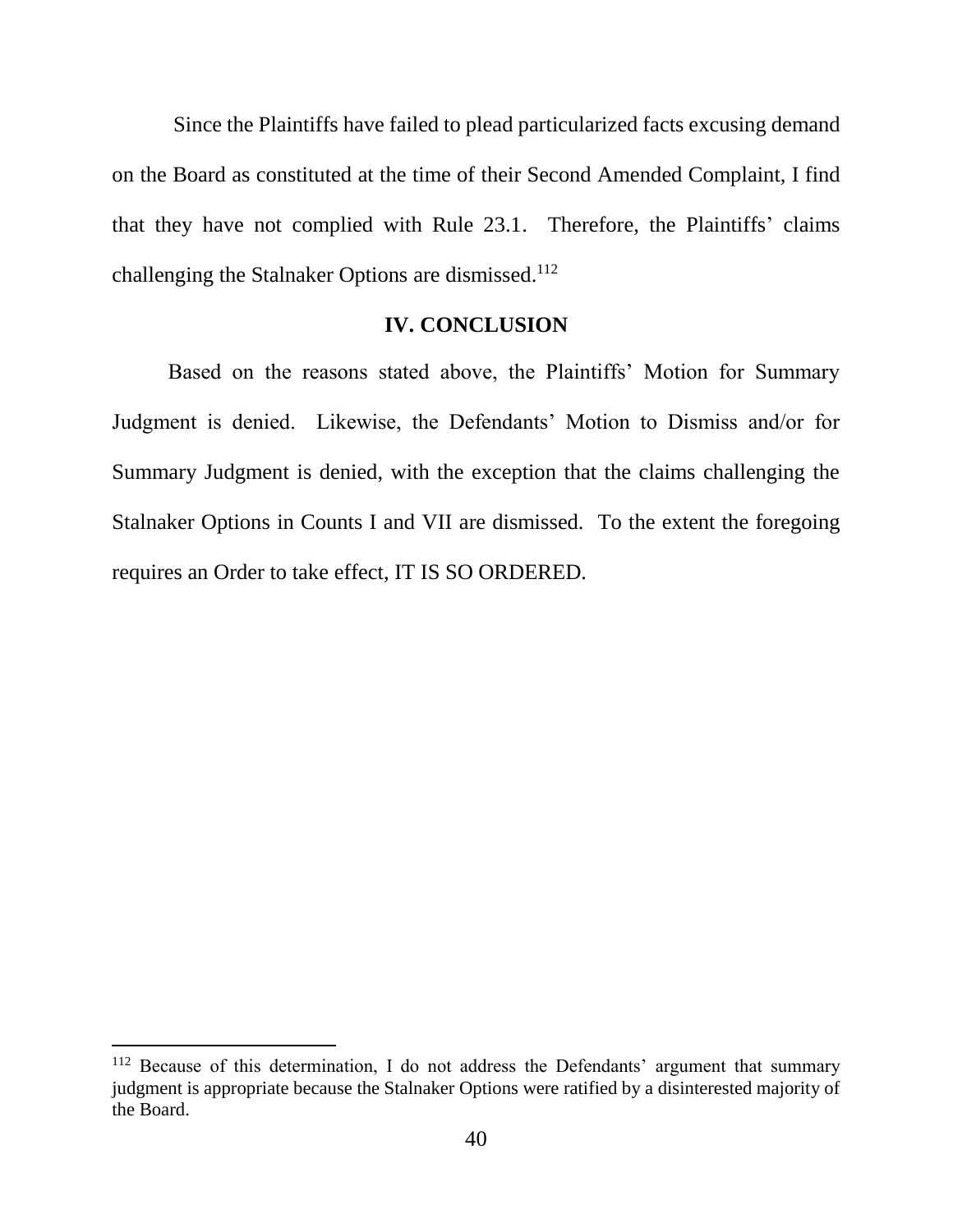Since the Plaintiffs have failed to plead particularized facts excusing demand on the Board as constituted at the time of their Second Amended Complaint, I find that they have not complied with Rule 23.1. Therefore, the Plaintiffs' claims challenging the Stalnaker Options are dismissed.[112]

## IV. CONCLUSION

Based on the reasons stated above, the Plaintiffs' Motion for Summary Judgment is denied. Likewise, the Defendants' Motion to Dismiss and/or for Summary Judgment is denied, with the exception that the claims challenging the Stalnaker Options in Counts I and VII are dismissed. To the extent the foregoing requires an Order to take effect, IT IS SO ORDERED.

---

[112] Because of this determination, I do not address the Defendants' argument that summary judgment is appropriate because the Stalnaker Options were ratified by a disinterested majority of the Board.